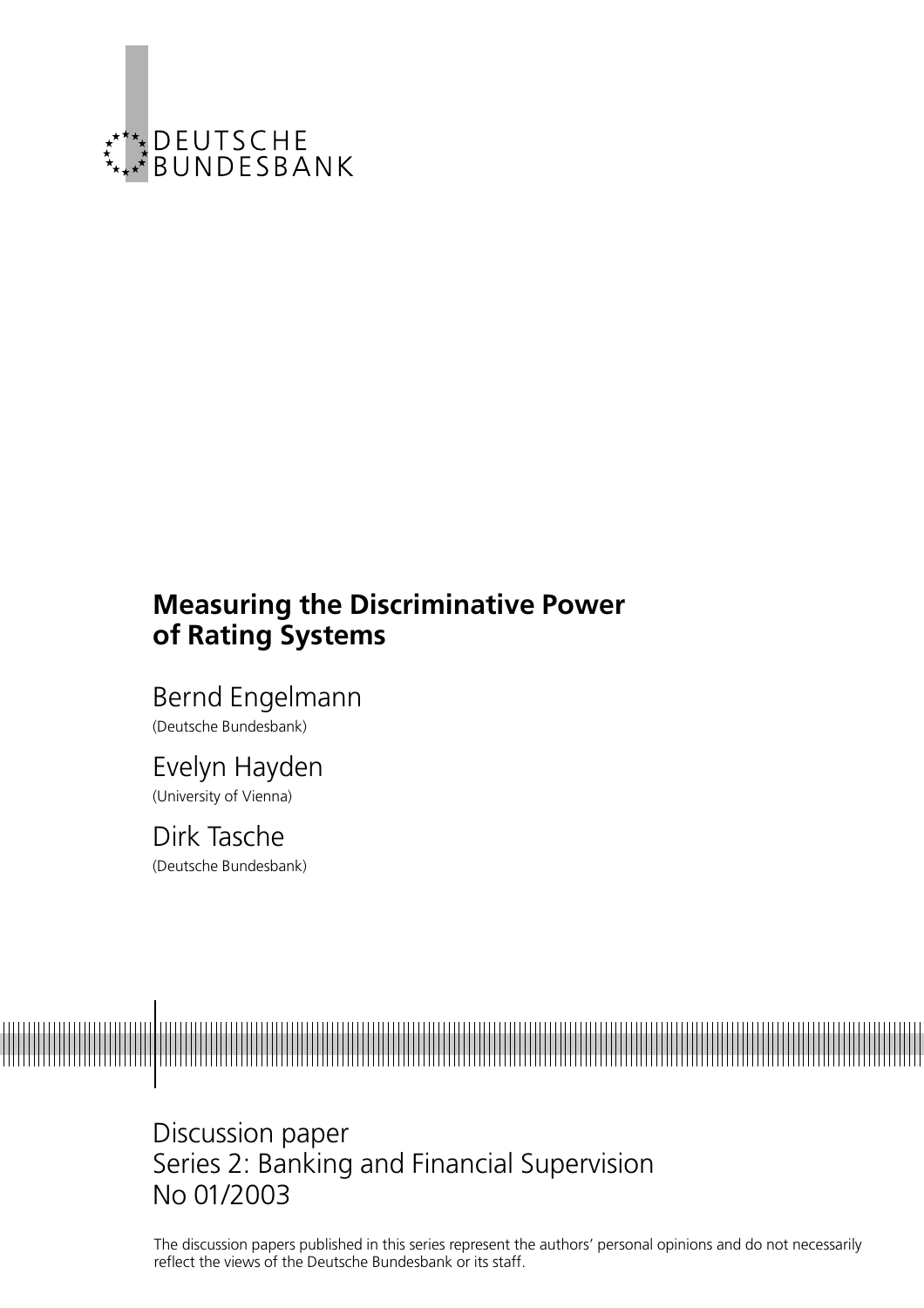DEUTSCHE
BUNDESBANK

# Measuring the Discriminative Power of Rating Systems

Bernd Engelmann
(Deutsche Bundesbank)

Evelyn Hayden
(University of Vienna)

Dirk Tasche
(Deutsche Bundesbank)

Discussion paper
Series 2: Banking and Financial Supervision
No 01/2003

The discussion papers published in this series represent the authors' personal opinions and do not necessarily reflect the views of the Deutsche Bundesbank or its staff.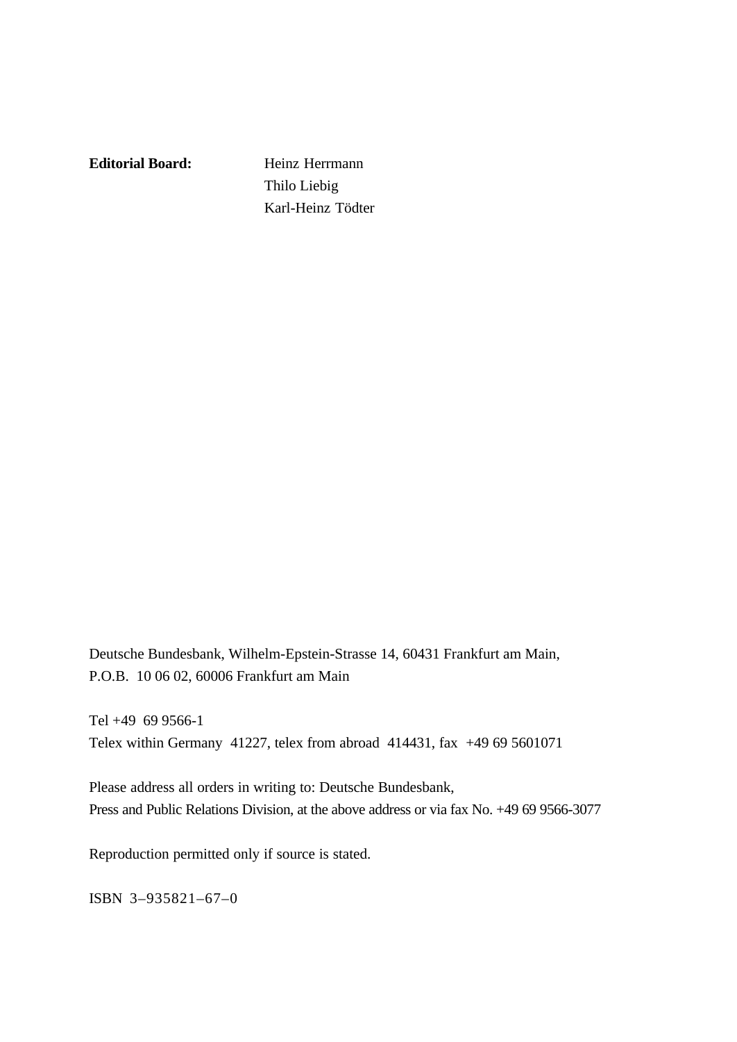**Editorial Board:** Heinz Herrmann
Thilo Liebig
Karl-Heinz Tödter

Deutsche Bundesbank, Wilhelm-Epstein-Strasse 14, 60431 Frankfurt am Main,
P.O.B. 10 06 02, 60006 Frankfurt am Main

Tel +49 69 9566-1
Telex within Germany 41227, telex from abroad 414431, fax +49 69 5601071

Please address all orders in writing to: Deutsche Bundesbank,
Press and Public Relations Division, at the above address or via fax No. +49 69 9566-3077

Reproduction permitted only if source is stated.

ISBN 3–935821–67–0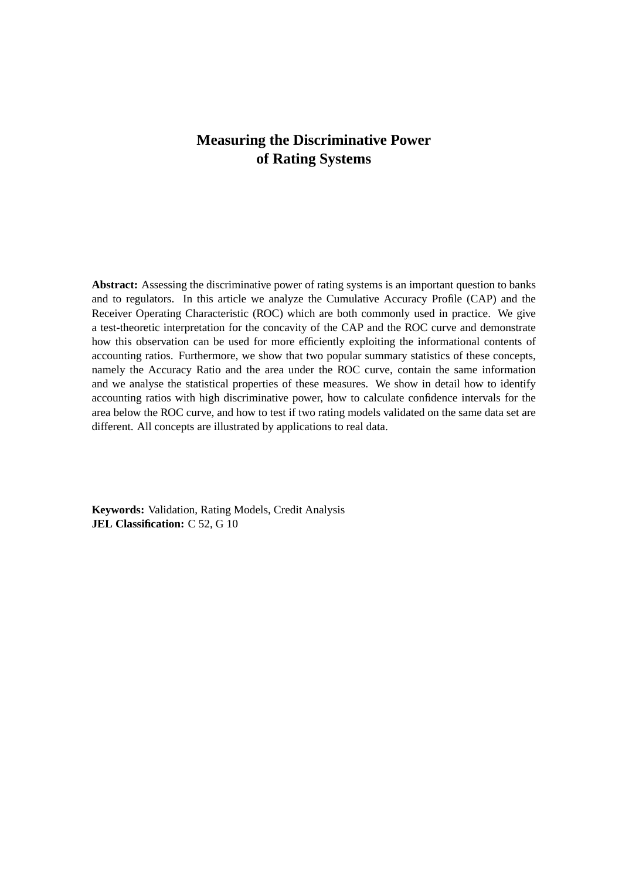# Measuring the Discriminative Power of Rating Systems

**Abstract:** Assessing the discriminative power of rating systems is an important question to banks and to regulators. In this article we analyze the Cumulative Accuracy Profile (CAP) and the Receiver Operating Characteristic (ROC) which are both commonly used in practice. We give a test-theoretic interpretation for the concavity of the CAP and the ROC curve and demonstrate how this observation can be used for more efficiently exploiting the informational contents of accounting ratios. Furthermore, we show that two popular summary statistics of these concepts, namely the Accuracy Ratio and the area under the ROC curve, contain the same information and we analyse the statistical properties of these measures. We show in detail how to identify accounting ratios with high discriminative power, how to calculate confidence intervals for the area below the ROC curve, and how to test if two rating models validated on the same data set are different. All concepts are illustrated by applications to real data.

**Keywords:** Validation, Rating Models, Credit Analysis
**JEL Classification:** C 52, G 10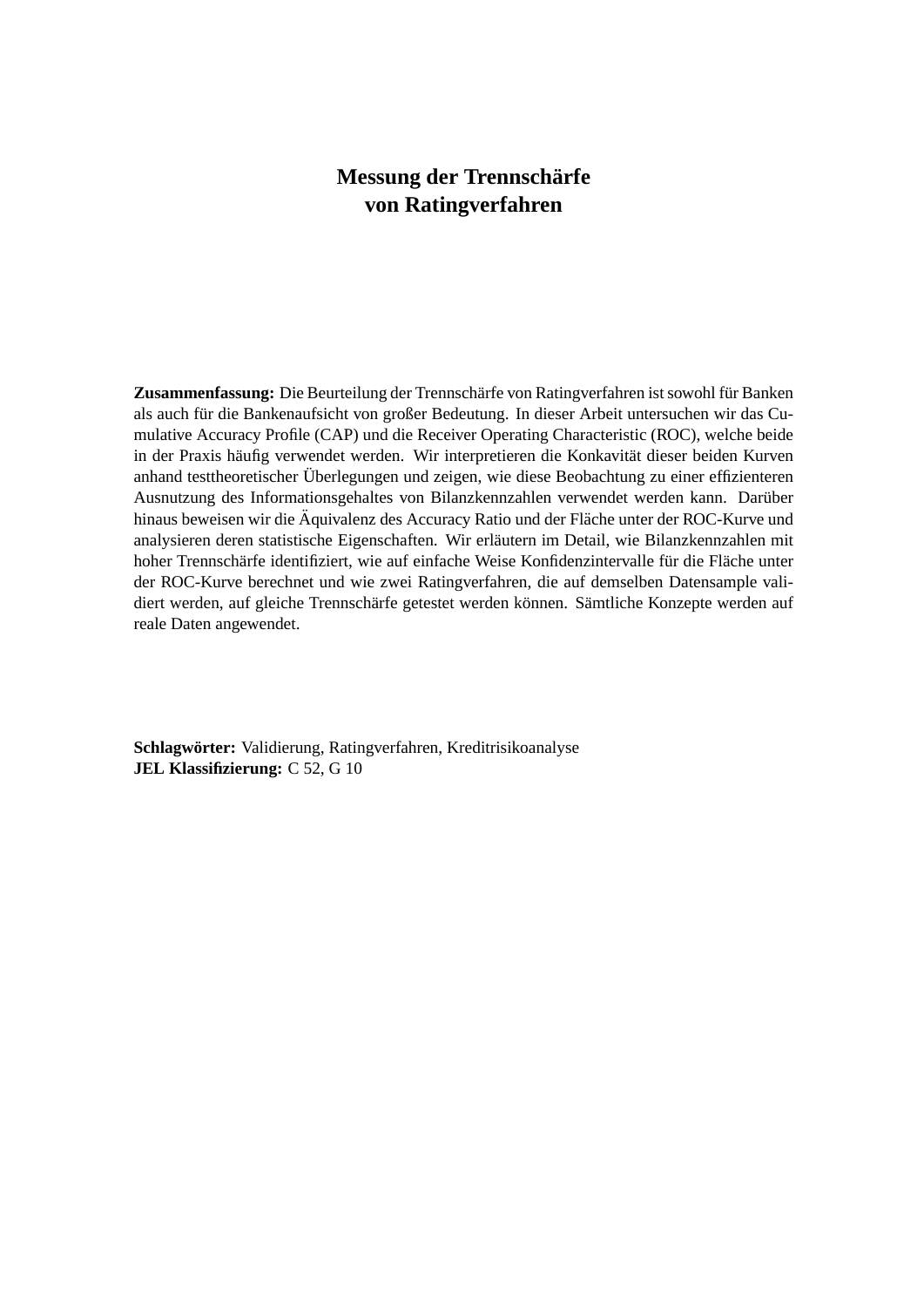# Messung der Trennschärfe von Ratingverfahren

**Zusammenfassung:** Die Beurteilung der Trennschärfe von Ratingverfahren ist sowohl für Banken als auch für die Bankenaufsicht von großer Bedeutung. In dieser Arbeit untersuchen wir das Cumulative Accuracy Profile (CAP) und die Receiver Operating Characteristic (ROC), welche beide in der Praxis häufig verwendet werden. Wir interpretieren die Konkavität dieser beiden Kurven anhand testtheoretischer Überlegungen und zeigen, wie diese Beobachtung zu einer effizienteren Ausnutzung des Informationsgehaltes von Bilanzkennzahlen verwendet werden kann. Darüber hinaus beweisen wir die Äquivalenz des Accuracy Ratio und der Fläche unter der ROC-Kurve und analysieren deren statistische Eigenschaften. Wir erläutern im Detail, wie Bilanzkennzahlen mit hoher Trennschärfe identifiziert, wie auf einfache Weise Konfidenzintervalle für die Fläche unter der ROC-Kurve berechnet und wie zwei Ratingverfahren, die auf demselben Datensample validiert werden, auf gleiche Trennschärfe getestet werden können. Sämtliche Konzepte werden auf reale Daten angewendet.

**Schlagwörter:** Validierung, Ratingverfahren, Kreditrisikoanalyse
**JEL Klassifizierung:** C 52, G 10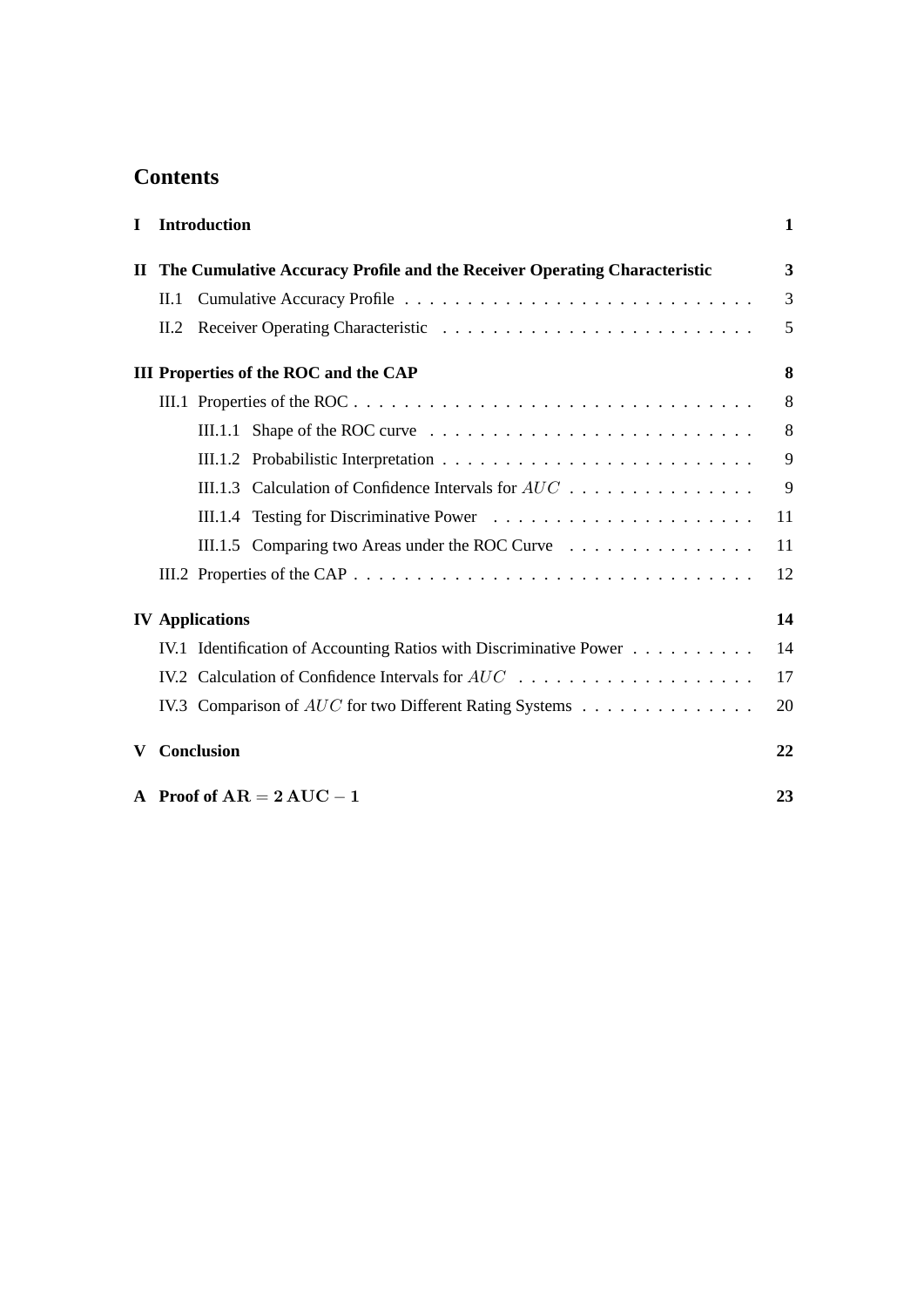# Contents

| | | |
|---|---|---|
| **I** | **Introduction** | **1** |
| **II** | **The Cumulative Accuracy Profile and the Receiver Operating Characteristic** | **3** |
| | II.1 Cumulative Accuracy Profile | 3 |
| | II.2 Receiver Operating Characteristic | 5 |
| **III** | **Properties of the ROC and the CAP** | **8** |
| | III.1 Properties of the ROC | 8 |
| | III.1.1 Shape of the ROC curve | 8 |
| | III.1.2 Probabilistic Interpretation | 9 |
| | III.1.3 Calculation of Confidence Intervals for $AUC$ | 9 |
| | III.1.4 Testing for Discriminative Power | 11 |
| | III.1.5 Comparing two Areas under the ROC Curve | 11 |
| | III.2 Properties of the CAP | 12 |
| **IV** | **Applications** | **14** |
| | IV.1 Identification of Accounting Ratios with Discriminative Power | 14 |
| | IV.2 Calculation of Confidence Intervals for $AUC$ | 17 |
| | IV.3 Comparison of $AUC$ for two Different Rating Systems | 20 |
| **V** | **Conclusion** | **22** |
| **A** | **Proof of $\mathbf{AR = 2\,AUC - 1}$** | **23** |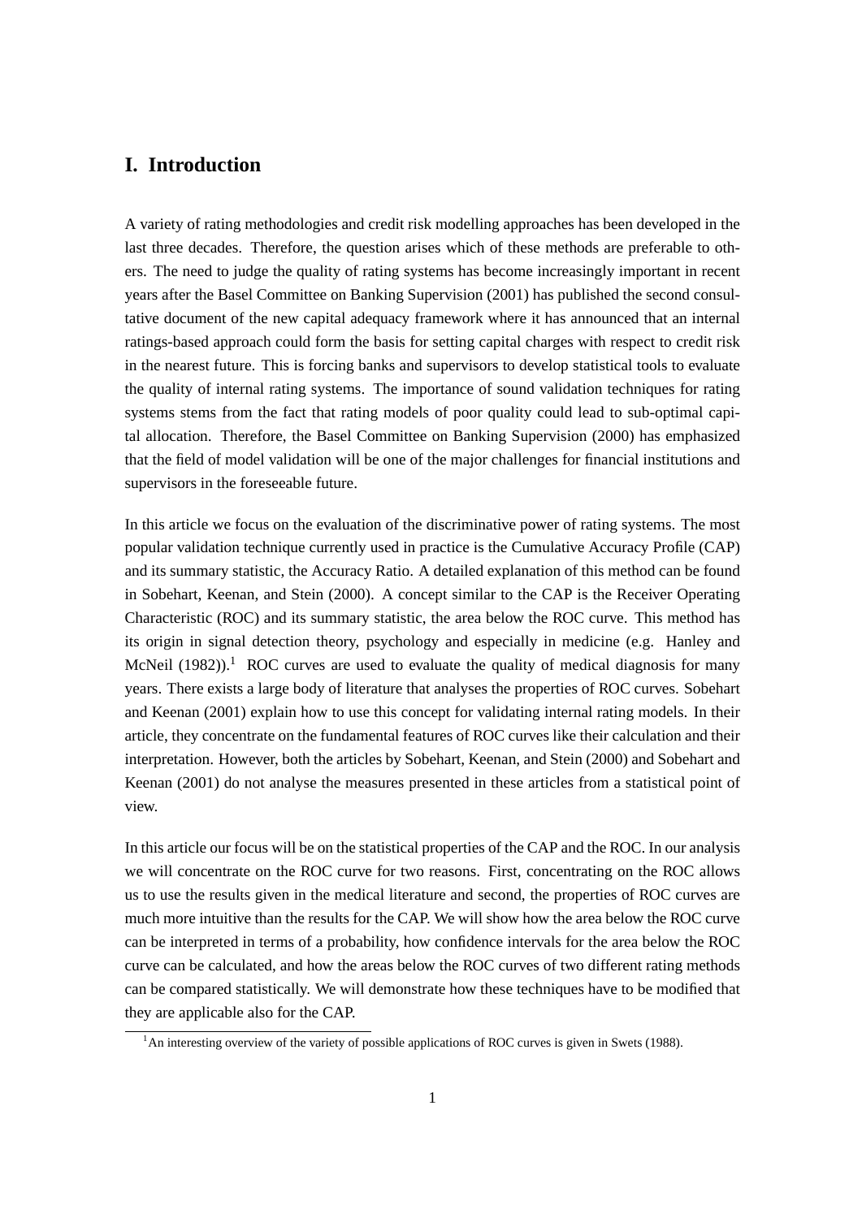# I. Introduction

A variety of rating methodologies and credit risk modelling approaches has been developed in the last three decades. Therefore, the question arises which of these methods are preferable to others. The need to judge the quality of rating systems has become increasingly important in recent years after the Basel Committee on Banking Supervision (2001) has published the second consultative document of the new capital adequacy framework where it has announced that an internal ratings-based approach could form the basis for setting capital charges with respect to credit risk in the nearest future. This is forcing banks and supervisors to develop statistical tools to evaluate the quality of internal rating systems. The importance of sound validation techniques for rating systems stems from the fact that rating models of poor quality could lead to sub-optimal capital allocation. Therefore, the Basel Committee on Banking Supervision (2000) has emphasized that the field of model validation will be one of the major challenges for financial institutions and supervisors in the foreseeable future.

In this article we focus on the evaluation of the discriminative power of rating systems. The most popular validation technique currently used in practice is the Cumulative Accuracy Profile (CAP) and its summary statistic, the Accuracy Ratio. A detailed explanation of this method can be found in Sobehart, Keenan, and Stein (2000). A concept similar to the CAP is the Receiver Operating Characteristic (ROC) and its summary statistic, the area below the ROC curve. This method has its origin in signal detection theory, psychology and especially in medicine (e.g. Hanley and McNeil (1982)).[1] ROC curves are used to evaluate the quality of medical diagnosis for many years. There exists a large body of literature that analyses the properties of ROC curves. Sobehart and Keenan (2001) explain how to use this concept for validating internal rating models. In their article, they concentrate on the fundamental features of ROC curves like their calculation and their interpretation. However, both the articles by Sobehart, Keenan, and Stein (2000) and Sobehart and Keenan (2001) do not analyse the measures presented in these articles from a statistical point of view.

In this article our focus will be on the statistical properties of the CAP and the ROC. In our analysis we will concentrate on the ROC curve for two reasons. First, concentrating on the ROC allows us to use the results given in the medical literature and second, the properties of ROC curves are much more intuitive than the results for the CAP. We will show how the area below the ROC curve can be interpreted in terms of a probability, how confidence intervals for the area below the ROC curve can be calculated, and how the areas below the ROC curves of two different rating methods can be compared statistically. We will demonstrate how these techniques have to be modified that they are applicable also for the CAP.

[1] An interesting overview of the variety of possible applications of ROC curves is given in Swets (1988).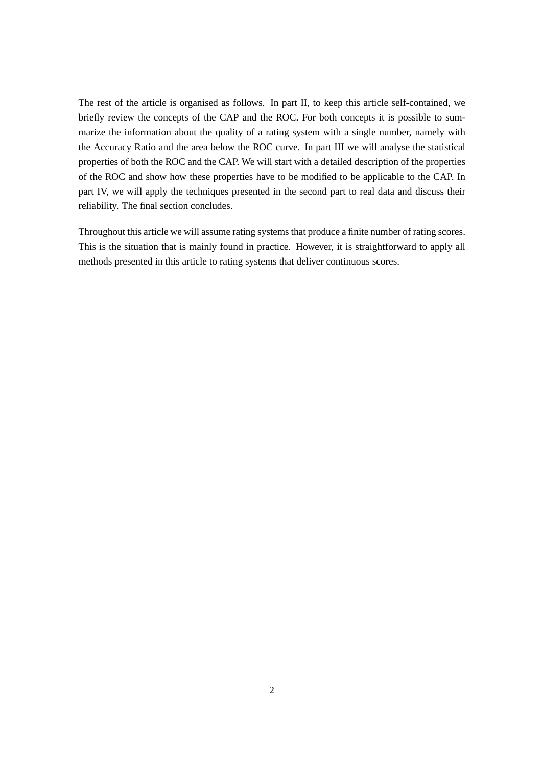The rest of the article is organised as follows. In part II, to keep this article self-contained, we briefly review the concepts of the CAP and the ROC. For both concepts it is possible to summarize the information about the quality of a rating system with a single number, namely with the Accuracy Ratio and the area below the ROC curve. In part III we will analyse the statistical properties of both the ROC and the CAP. We will start with a detailed description of the properties of the ROC and show how these properties have to be modified to be applicable to the CAP. In part IV, we will apply the techniques presented in the second part to real data and discuss their reliability. The final section concludes.

Throughout this article we will assume rating systems that produce a finite number of rating scores. This is the situation that is mainly found in practice. However, it is straightforward to apply all methods presented in this article to rating systems that deliver continuous scores.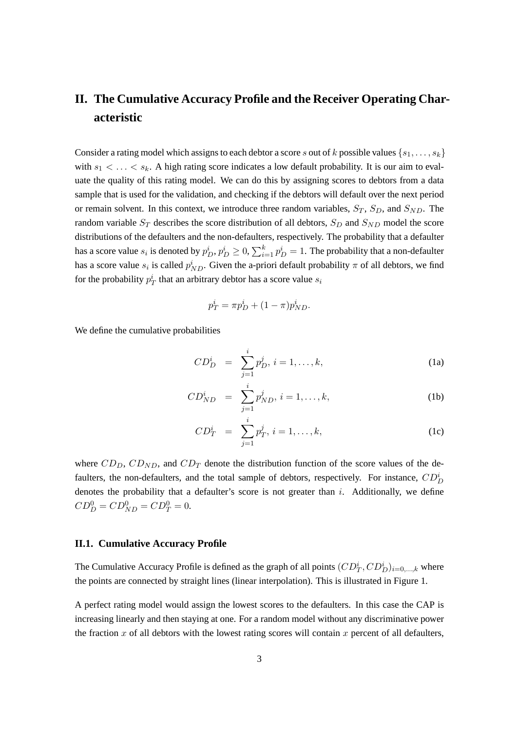## II. The Cumulative Accuracy Profile and the Receiver Operating Characteristic

Consider a rating model which assigns to each debtor a score $s$ out of $k$ possible values $\{s_1, \ldots, s_k\}$ with $s_1 < \ldots < s_k$. A high rating score indicates a low default probability. It is our aim to evaluate the quality of this rating model. We can do this by assigning scores to debtors from a data sample that is used for the validation, and checking if the debtors will default over the next period or remain solvent. In this context, we introduce three random variables, $S_T$, $S_D$, and $S_{ND}$. The random variable $S_T$ describes the score distribution of all debtors, $S_D$ and $S_{ND}$ model the score distributions of the defaulters and the non-defaulters, respectively. The probability that a defaulter has a score value $s_i$ is denoted by $p_D^i$, $p_D^i \geq 0$, $\sum_{i=1}^k p_D^i = 1$. The probability that a non-defaulter has a score value $s_i$ is called $p_{ND}^i$. Given the a-priori default probability $\pi$ of all debtors, we find for the probability $p_T^i$ that an arbitrary debtor has a score value $s_i$

$$p_T^i = \pi p_D^i + (1 - \pi) p_{ND}^i.$$

We define the cumulative probabilities

$$CD_D^i = \sum_{j=1}^{i} p_D^j, \; i = 1, \ldots, k, \tag{1a}$$

$$CD_{ND}^i = \sum_{j=1}^{i} p_{ND}^j, \; i = 1, \ldots, k, \tag{1b}$$

$$CD_T^i = \sum_{j=1}^{i} p_T^j, \; i = 1, \ldots, k, \tag{1c}$$

where $CD_D$, $CD_{ND}$, and $CD_T$ denote the distribution function of the score values of the defaulters, the non-defaulters, and the total sample of debtors, respectively. For instance, $CD_D^i$ denotes the probability that a defaulter's score is not greater than $i$. Additionally, we define $CD_D^0 = CD_{ND}^0 = CD_T^0 = 0$.

### II.1. Cumulative Accuracy Profile

The Cumulative Accuracy Profile is defined as the graph of all points $(CD_T^i, CD_D^i)_{i=0,\ldots,k}$ where the points are connected by straight lines (linear interpolation). This is illustrated in Figure 1.

A perfect rating model would assign the lowest scores to the defaulters. In this case the CAP is increasing linearly and then staying at one. For a random model without any discriminative power the fraction $x$ of all debtors with the lowest rating scores will contain $x$ percent of all defaulters,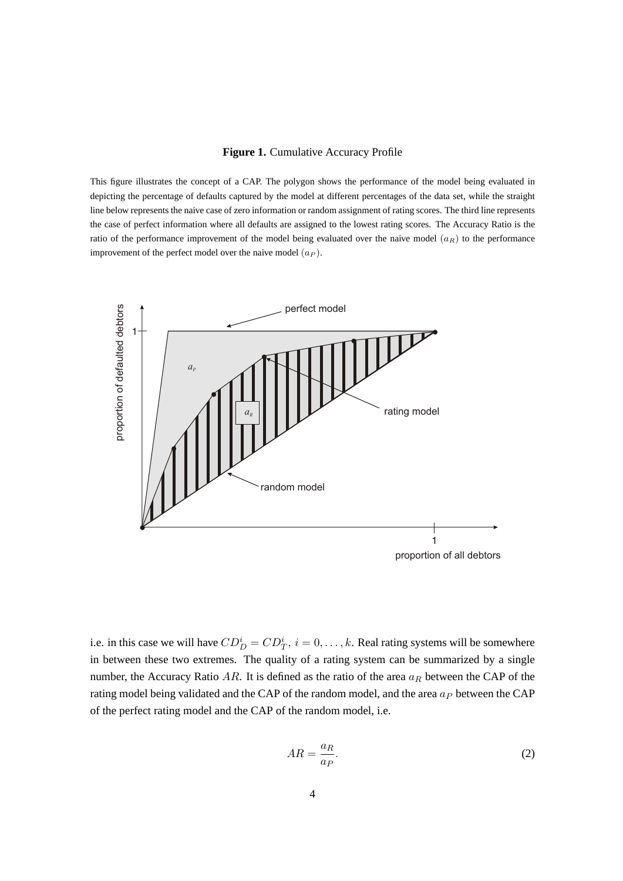**Figure 1.** Cumulative Accuracy Profile

This figure illustrates the concept of a CAP. The polygon shows the performance of the model being evaluated in depicting the percentage of defaults captured by the model at different percentages of the data set, while the straight line below represents the naive case of zero information or random assignment of rating scores. The third line represents the case of perfect information where all defaults are assigned to the lowest rating scores. The Accuracy Ratio is the ratio of the performance improvement of the model being evaluated over the naive model ($a_R$) to the performance improvement of the perfect model over the naive model ($a_P$).

i.e. in this case we will have $CD_D^i = CD_T^i,\ i = 0, \ldots, k$. Real rating systems will be somewhere in between these two extremes. The quality of a rating system can be summarized by a single number, the Accuracy Ratio $AR$. It is defined as the ratio of the area $a_R$ between the CAP of the rating model being validated and the CAP of the random model, and the area $a_P$ between the CAP of the perfect rating model and the CAP of the random model, i.e.

$$AR = \frac{a_R}{a_P}. \tag{2}$$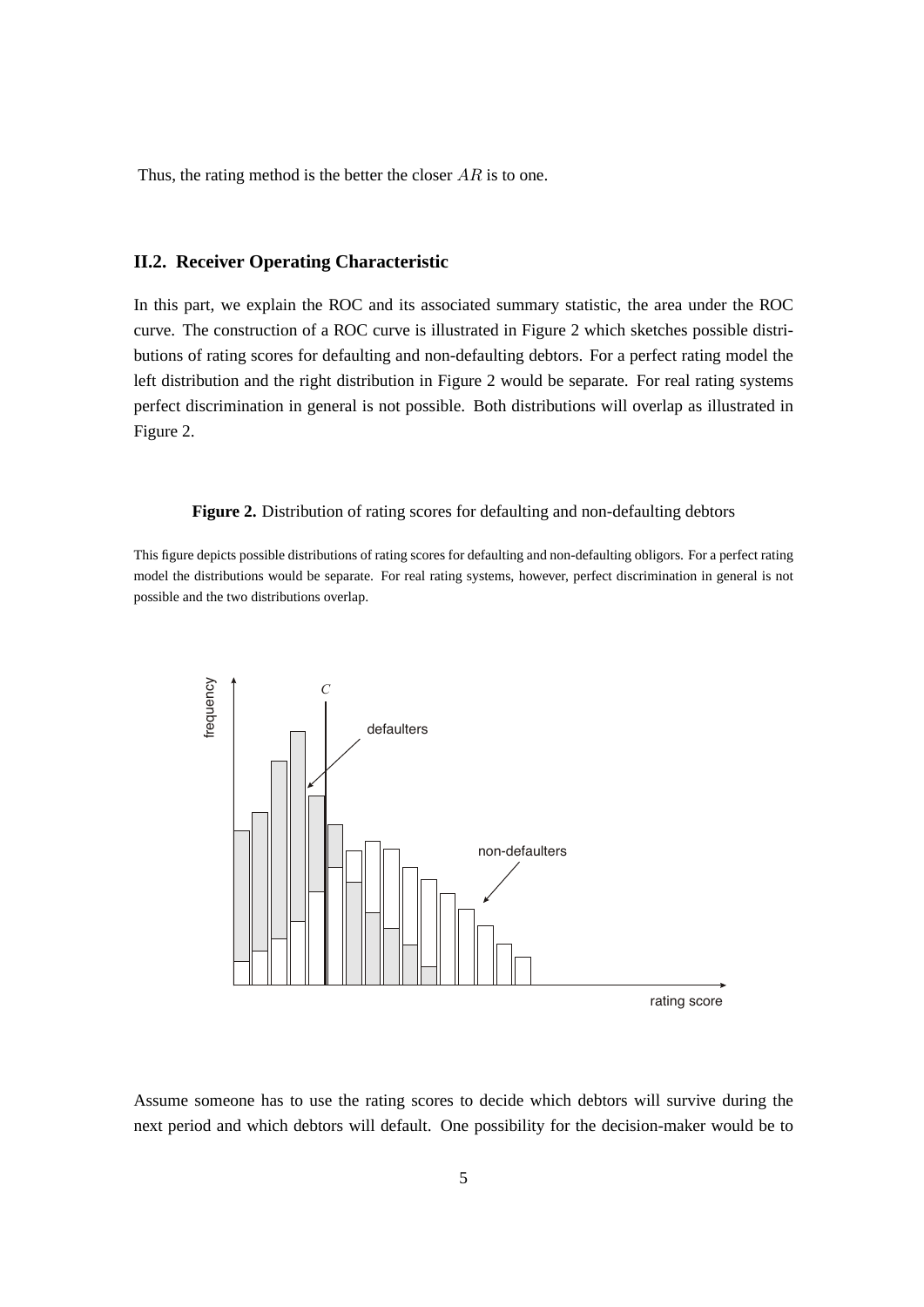Thus, the rating method is the better the closer $AR$ is to one.

### II.2. Receiver Operating Characteristic

In this part, we explain the ROC and its associated summary statistic, the area under the ROC curve. The construction of a ROC curve is illustrated in Figure 2 which sketches possible distributions of rating scores for defaulting and non-defaulting debtors. For a perfect rating model the left distribution and the right distribution in Figure 2 would be separate. For real rating systems perfect discrimination in general is not possible. Both distributions will overlap as illustrated in Figure 2.

**Figure 2.** Distribution of rating scores for defaulting and non-defaulting debtors

This figure depicts possible distributions of rating scores for defaulting and non-defaulting obligors. For a perfect rating model the distributions would be separate. For real rating systems, however, perfect discrimination in general is not possible and the two distributions overlap.

Assume someone has to use the rating scores to decide which debtors will survive during the next period and which debtors will default. One possibility for the decision-maker would be to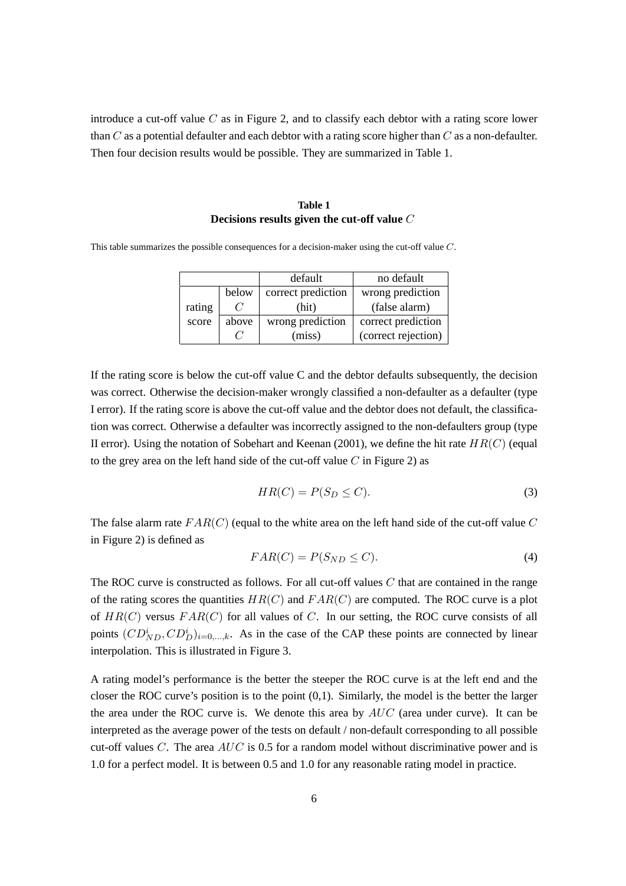introduce a cut-off value $C$ as in Figure 2, and to classify each debtor with a rating score lower than $C$ as a potential defaulter and each debtor with a rating score higher than $C$ as a non-defaulter. Then four decision results would be possible. They are summarized in Table 1.

**Table 1**
**Decisions results given the cut-off value $C$**

This table summarizes the possible consequences for a decision-maker using the cut-off value $C$.

| | | default | no default |
|---|---|---|---|
| rating score | below $C$ | correct prediction (hit) | wrong prediction (false alarm) |
| | above $C$ | wrong prediction (miss) | correct prediction (correct rejection) |

If the rating score is below the cut-off value C and the debtor defaults subsequently, the decision was correct. Otherwise the decision-maker wrongly classified a non-defaulter as a defaulter (type I error). If the rating score is above the cut-off value and the debtor does not default, the classification was correct. Otherwise a defaulter was incorrectly assigned to the non-defaulters group (type II error). Using the notation of Sobehart and Keenan (2001), we define the hit rate $HR(C)$ (equal to the grey area on the left hand side of the cut-off value $C$ in Figure 2) as

$$HR(C) = P(S_D \leq C). \tag{3}$$

The false alarm rate $FAR(C)$ (equal to the white area on the left hand side of the cut-off value $C$ in Figure 2) is defined as

$$FAR(C) = P(S_{ND} \leq C). \tag{4}$$

The ROC curve is constructed as follows. For all cut-off values $C$ that are contained in the range of the rating scores the quantities $HR(C)$ and $FAR(C)$ are computed. The ROC curve is a plot of $HR(C)$ versus $FAR(C)$ for all values of $C$. In our setting, the ROC curve consists of all points $(CD_{ND}^i, CD_D^i)_{i=0,\ldots,k}$. As in the case of the CAP these points are connected by linear interpolation. This is illustrated in Figure 3.

A rating model's performance is the better the steeper the ROC curve is at the left end and the closer the ROC curve's position is to the point (0,1). Similarly, the model is the better the larger the area under the ROC curve is. We denote this area by $AUC$ (area under curve). It can be interpreted as the average power of the tests on default / non-default corresponding to all possible cut-off values $C$. The area $AUC$ is 0.5 for a random model without discriminative power and is 1.0 for a perfect model. It is between 0.5 and 1.0 for any reasonable rating model in practice.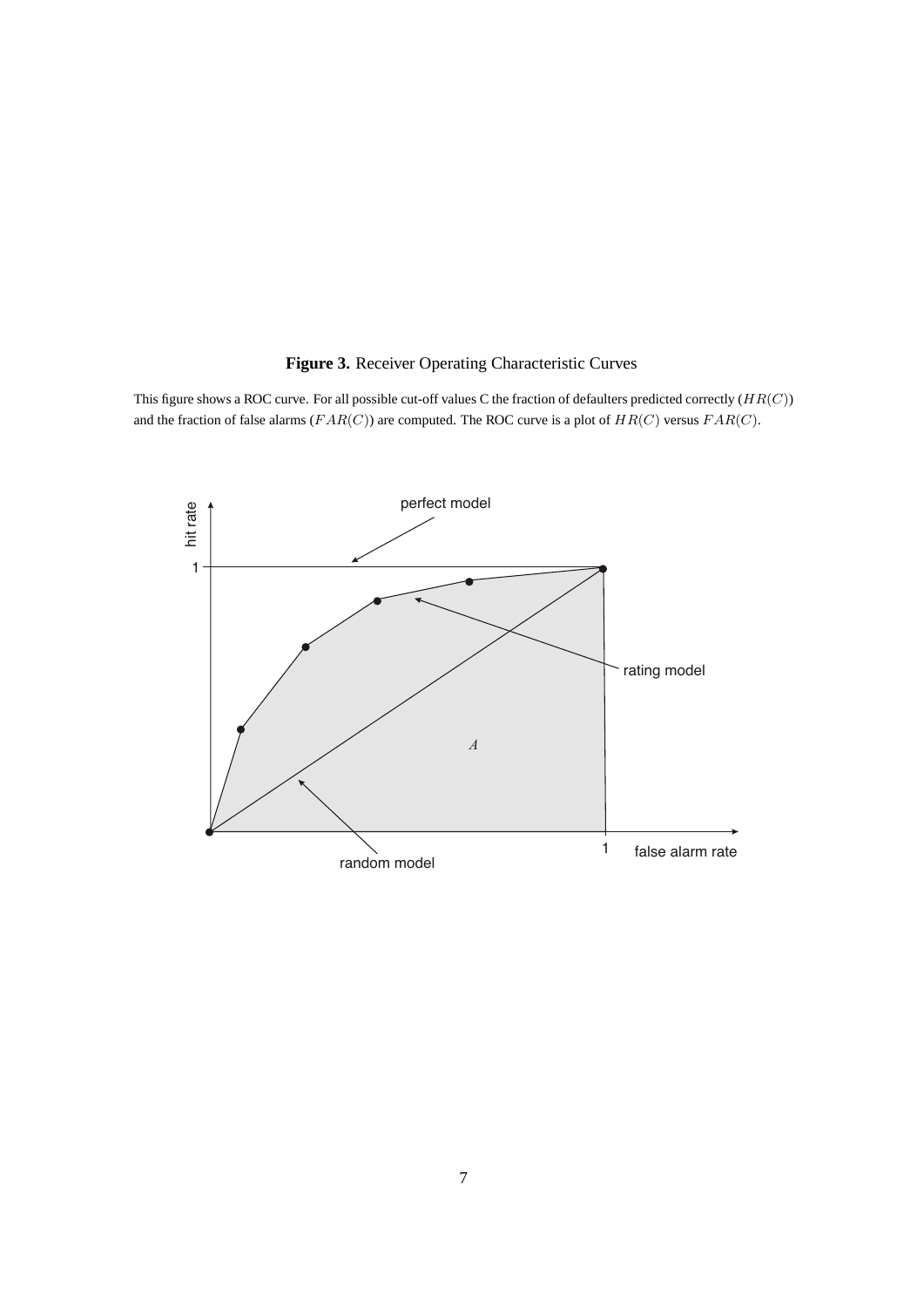**Figure 3.** Receiver Operating Characteristic Curves

This figure shows a ROC curve. For all possible cut-off values C the fraction of defaulters predicted correctly ($HR(C)$) and the fraction of false alarms ($FAR(C)$) are computed. The ROC curve is a plot of $HR(C)$ versus $FAR(C)$.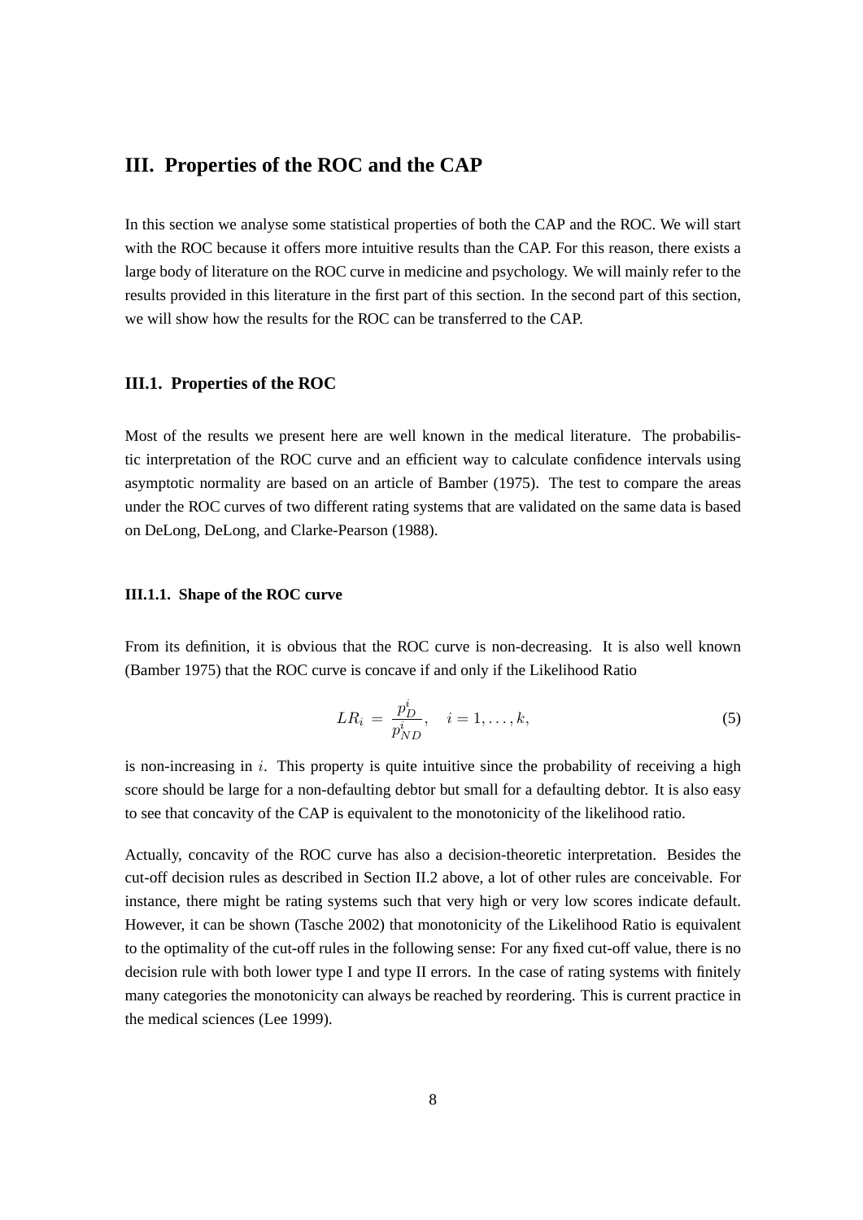# III. Properties of the ROC and the CAP

In this section we analyse some statistical properties of both the CAP and the ROC. We will start with the ROC because it offers more intuitive results than the CAP. For this reason, there exists a large body of literature on the ROC curve in medicine and psychology. We will mainly refer to the results provided in this literature in the first part of this section. In the second part of this section, we will show how the results for the ROC can be transferred to the CAP.

## III.1. Properties of the ROC

Most of the results we present here are well known in the medical literature. The probabilistic interpretation of the ROC curve and an efficient way to calculate confidence intervals using asymptotic normality are based on an article of Bamber (1975). The test to compare the areas under the ROC curves of two different rating systems that are validated on the same data is based on DeLong, DeLong, and Clarke-Pearson (1988).

### III.1.1. Shape of the ROC curve

From its definition, it is obvious that the ROC curve is non-decreasing. It is also well known (Bamber 1975) that the ROC curve is concave if and only if the Likelihood Ratio

$$LR_i = \frac{p_D^i}{p_{ND}^i}, \quad i = 1, \ldots, k, \tag{5}$$

is non-increasing in $i$. This property is quite intuitive since the probability of receiving a high score should be large for a non-defaulting debtor but small for a defaulting debtor. It is also easy to see that concavity of the CAP is equivalent to the monotonicity of the likelihood ratio.

Actually, concavity of the ROC curve has also a decision-theoretic interpretation. Besides the cut-off decision rules as described in Section II.2 above, a lot of other rules are conceivable. For instance, there might be rating systems such that very high or very low scores indicate default. However, it can be shown (Tasche 2002) that monotonicity of the Likelihood Ratio is equivalent to the optimality of the cut-off rules in the following sense: For any fixed cut-off value, there is no decision rule with both lower type I and type II errors. In the case of rating systems with finitely many categories the monotonicity can always be reached by reordering. This is current practice in the medical sciences (Lee 1999).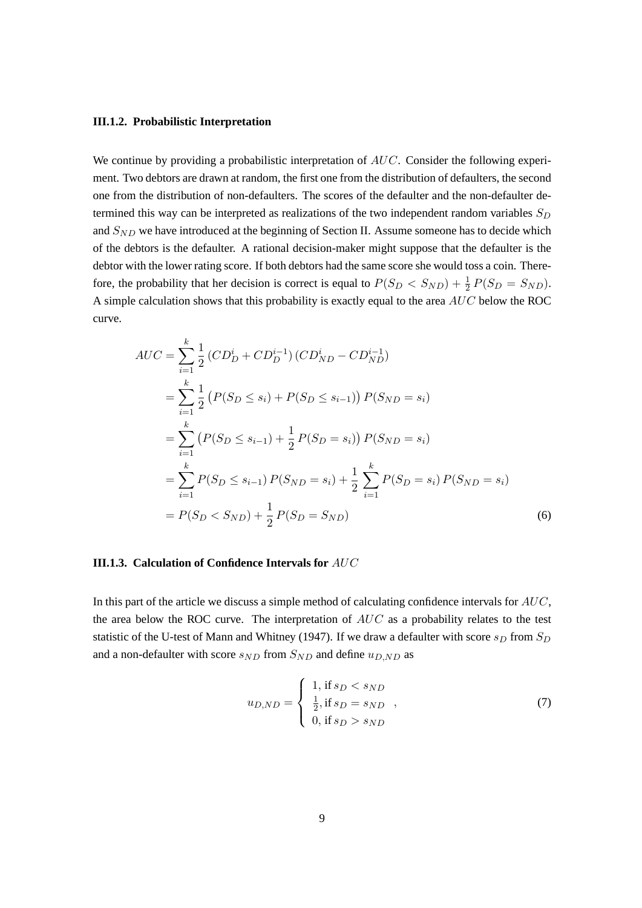### III.1.2. Probabilistic Interpretation

We continue by providing a probabilistic interpretation of $AUC$. Consider the following experiment. Two debtors are drawn at random, the first one from the distribution of defaulters, the second one from the distribution of non-defaulters. The scores of the defaulter and the non-defaulter determined this way can be interpreted as realizations of the two independent random variables $S_D$ and $S_{ND}$ we have introduced at the beginning of Section II. Assume someone has to decide which of the debtors is the defaulter. A rational decision-maker might suppose that the defaulter is the debtor with the lower rating score. If both debtors had the same score she would toss a coin. Therefore, the probability that her decision is correct is equal to $P(S_D < S_{ND}) + \frac{1}{2} P(S_D = S_{ND})$. A simple calculation shows that this probability is exactly equal to the area $AUC$ below the ROC curve.

$$
\begin{aligned}
AUC &= \sum_{i=1}^{k} \frac{1}{2} \left(CD_D^i + CD_D^{i-1}\right) \left(CD_{ND}^i - CD_{ND}^{i-1}\right) \\
&= \sum_{i=1}^{k} \frac{1}{2} \big(P(S_D \leq s_i) + P(S_D \leq s_{i-1})\big)\, P(S_{ND} = s_i) \\
&= \sum_{i=1}^{k} \big(P(S_D \leq s_{i-1}) + \frac{1}{2} P(S_D = s_i)\big)\, P(S_{ND} = s_i) \\
&= \sum_{i=1}^{k} P(S_D \leq s_{i-1})\, P(S_{ND} = s_i) + \frac{1}{2} \sum_{i=1}^{k} P(S_D = s_i)\, P(S_{ND} = s_i) \\
&= P(S_D < S_{ND}) + \frac{1}{2} P(S_D = S_{ND})
\end{aligned}
\tag{6}
$$

### III.1.3. Calculation of Confidence Intervals for $AUC$

In this part of the article we discuss a simple method of calculating confidence intervals for $AUC$, the area below the ROC curve. The interpretation of $AUC$ as a probability relates to the test statistic of the U-test of Mann and Whitney (1947). If we draw a defaulter with score $s_D$ from $S_D$ and a non-defaulter with score $s_{ND}$ from $S_{ND}$ and define $u_{D,ND}$ as

$$
u_{D,ND} = \begin{cases} 1, \text{ if } s_D < s_{ND} \\ \frac{1}{2}, \text{ if } s_D = s_{ND} \\ 0, \text{ if } s_D > s_{ND} \end{cases},
\tag{7}
$$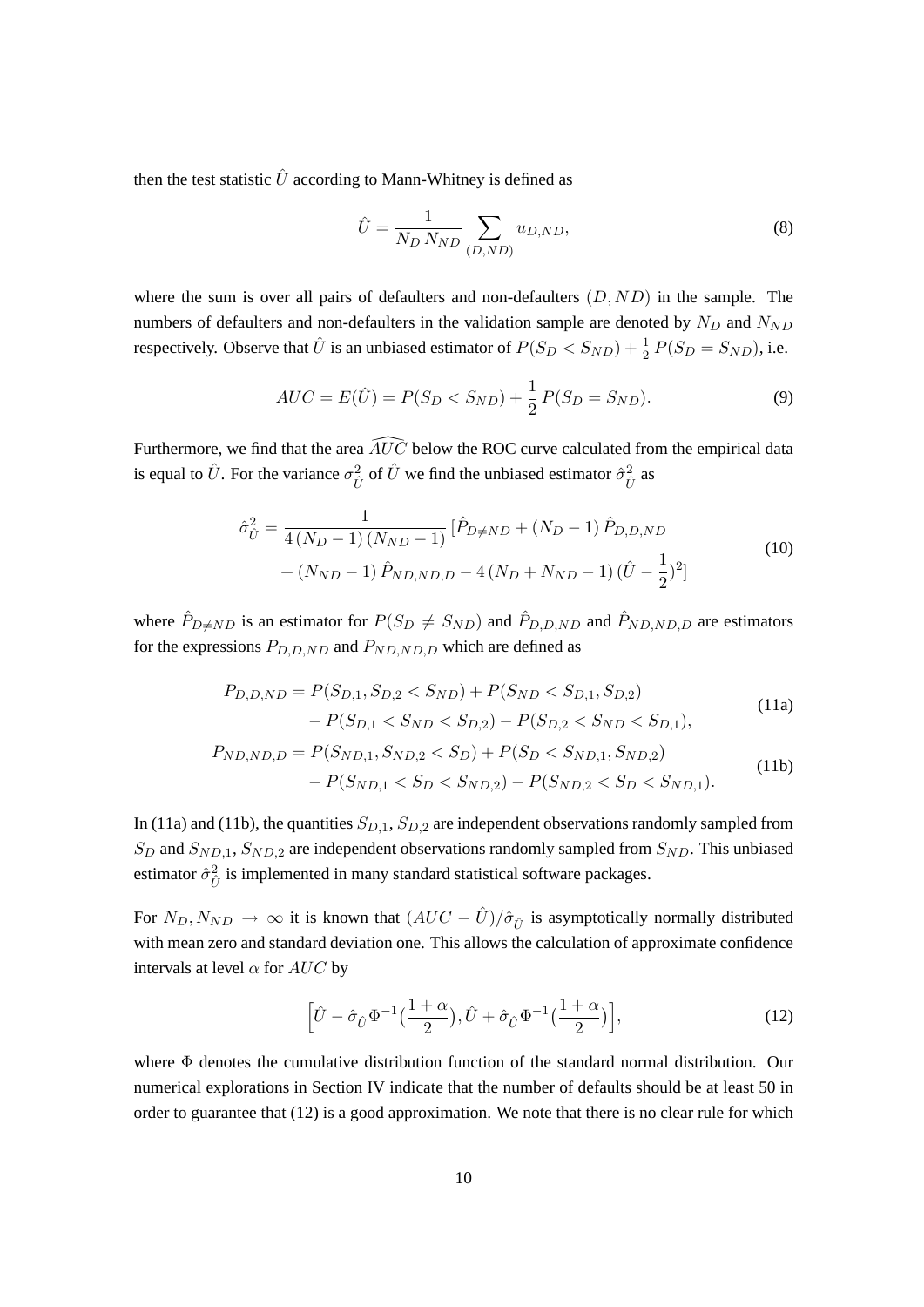then the test statistic $\hat{U}$ according to Mann-Whitney is defined as

$$\hat{U} = \frac{1}{N_D \, N_{ND}} \sum_{(D,ND)} u_{D,ND}, \tag{8}$$

where the sum is over all pairs of defaulters and non-defaulters $(D, ND)$ in the sample. The numbers of defaulters and non-defaulters in the validation sample are denoted by $N_D$ and $N_{ND}$ respectively. Observe that $\hat{U}$ is an unbiased estimator of $P(S_D < S_{ND}) + \frac{1}{2} P(S_D = S_{ND})$, i.e.

$$AUC = E(\hat{U}) = P(S_D < S_{ND}) + \frac{1}{2} P(S_D = S_{ND}). \tag{9}$$

Furthermore, we find that the area $\widehat{AUC}$ below the ROC curve calculated from the empirical data is equal to $\hat{U}$. For the variance $\sigma^2_{\hat{U}}$ of $\hat{U}$ we find the unbiased estimator $\hat{\sigma}^2_{\hat{U}}$ as

$$\begin{aligned}\hat{\sigma}^2_{\hat{U}} = \frac{1}{4\,(N_D - 1)\,(N_{ND} - 1)} \, [\hat{P}_{D \neq ND} + (N_D - 1)\, \hat{P}_{D,D,ND} \\ + (N_{ND} - 1)\, \hat{P}_{ND,ND,D} - 4\,(N_D + N_{ND} - 1)\,(\hat{U} - \frac{1}{2})^2]\end{aligned} \tag{10}$$

where $\hat{P}_{D \neq ND}$ is an estimator for $P(S_D \neq S_{ND})$ and $\hat{P}_{D,D,ND}$ and $\hat{P}_{ND,ND,D}$ are estimators for the expressions $P_{D,D,ND}$ and $P_{ND,ND,D}$ which are defined as

$$\begin{aligned}P_{D,D,ND} = P(S_{D,1}, S_{D,2} < S_{ND}) + P(S_{ND} < S_{D,1}, S_{D,2}) \\ - P(S_{D,1} < S_{ND} < S_{D,2}) - P(S_{D,2} < S_{ND} < S_{D,1}),\end{aligned} \tag{11a}$$

$$\begin{aligned}P_{ND,ND,D} = P(S_{ND,1}, S_{ND,2} < S_D) + P(S_D < S_{ND,1}, S_{ND,2}) \\ - P(S_{ND,1} < S_D < S_{ND,2}) - P(S_{ND,2} < S_D < S_{ND,1}).\end{aligned} \tag{11b}$$

In (11a) and (11b), the quantities $S_{D,1}$, $S_{D,2}$ are independent observations randomly sampled from $S_D$ and $S_{ND,1}$, $S_{ND,2}$ are independent observations randomly sampled from $S_{ND}$. This unbiased estimator $\hat{\sigma}^2_{\hat{U}}$ is implemented in many standard statistical software packages.

For $N_D, N_{ND} \to \infty$ it is known that $(AUC - \hat{U})/\hat{\sigma}_{\hat{U}}$ is asymptotically normally distributed with mean zero and standard deviation one. This allows the calculation of approximate confidence intervals at level $\alpha$ for $AUC$ by

$$\Big[\hat{U} - \hat{\sigma}_{\hat{U}} \Phi^{-1}\big(\frac{1+\alpha}{2}\big), \hat{U} + \hat{\sigma}_{\hat{U}} \Phi^{-1}\big(\frac{1+\alpha}{2}\big)\Big], \tag{12}$$

where $\Phi$ denotes the cumulative distribution function of the standard normal distribution. Our numerical explorations in Section IV indicate that the number of defaults should be at least 50 in order to guarantee that (12) is a good approximation. We note that there is no clear rule for which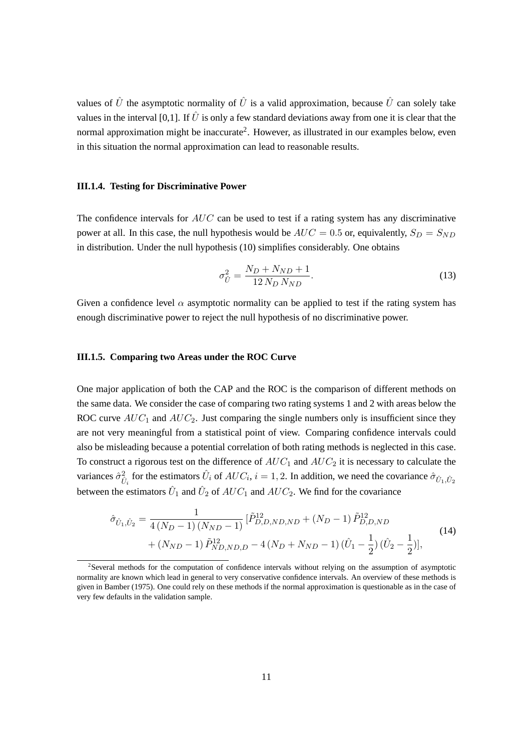values of $\hat{U}$ the asymptotic normality of $\hat{U}$ is a valid approximation, because $\hat{U}$ can solely take values in the interval [0,1]. If $\hat{U}$ is only a few standard deviations away from one it is clear that the normal approximation might be inaccurate[2]. However, as illustrated in our examples below, even in this situation the normal approximation can lead to reasonable results.

#### III.1.4. Testing for Discriminative Power

The confidence intervals for $AUC$ can be used to test if a rating system has any discriminative power at all. In this case, the null hypothesis would be $AUC = 0.5$ or, equivalently, $S_D = S_{ND}$ in distribution. Under the null hypothesis (10) simplifies considerably. One obtains

$$\sigma^2_{\hat{U}} = \frac{N_D + N_{ND} + 1}{12\, N_D\, N_{ND}}. \tag{13}$$

Given a confidence level $\alpha$ asymptotic normality can be applied to test if the rating system has enough discriminative power to reject the null hypothesis of no discriminative power.

#### III.1.5. Comparing two Areas under the ROC Curve

One major application of both the CAP and the ROC is the comparison of different methods on the same data. We consider the case of comparing two rating systems 1 and 2 with areas below the ROC curve $AUC_1$ and $AUC_2$. Just comparing the single numbers only is insufficient since they are not very meaningful from a statistical point of view. Comparing confidence intervals could also be misleading because a potential correlation of both rating methods is neglected in this case. To construct a rigorous test on the difference of $AUC_1$ and $AUC_2$ it is necessary to calculate the variances $\hat{\sigma}^2_{\hat{U}_i}$ for the estimators $\hat{U}_i$ of $AUC_i$, $i = 1, 2$. In addition, we need the covariance $\hat{\sigma}_{\hat{U}_1,\hat{U}_2}$ between the estimators $\hat{U}_1$ and $\hat{U}_2$ of $AUC_1$ and $AUC_2$. We find for the covariance

$$\begin{aligned}\hat{\sigma}_{\hat{U}_1,\hat{U}_2} = \frac{1}{4\,(N_D-1)\,(N_{ND}-1)}\,[\tilde{P}^{12}_{D,D,ND,ND} + (N_D-1)\,\tilde{P}^{12}_{D,D,ND} \\ + (N_{ND}-1)\,\tilde{P}^{12}_{ND,ND,D} - 4\,(N_D+N_{ND}-1)\,(\hat{U}_1-\frac{1}{2})\,(\hat{U}_2-\frac{1}{2})],\end{aligned} \tag{14}$$

[2] Several methods for the computation of confidence intervals without relying on the assumption of asymptotic normality are known which lead in general to very conservative confidence intervals. An overview of these methods is given in Bamber (1975). One could rely on these methods if the normal approximation is questionable as in the case of very few defaults in the validation sample.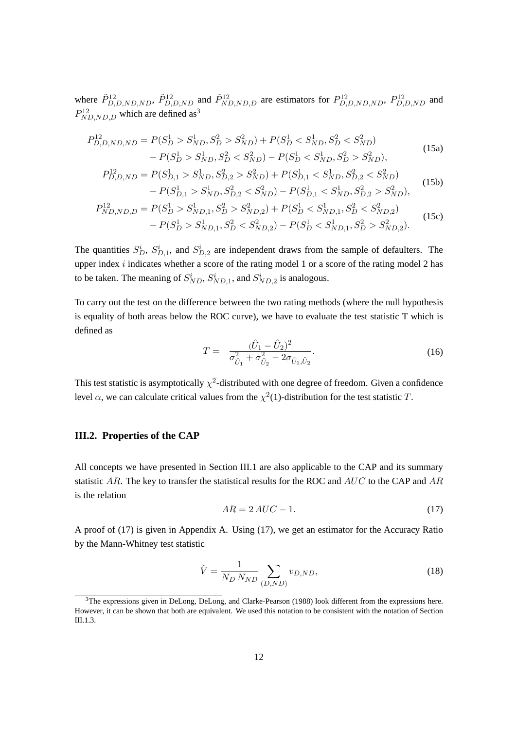where $\tilde{P}^{12}_{D,D,ND,ND}$, $\tilde{P}^{12}_{D,D,ND}$ and $\tilde{P}^{12}_{ND,ND,D}$ are estimators for $P^{12}_{D,D,ND,ND}$, $P^{12}_{D,D,ND}$ and $P^{12}_{ND,ND,D}$ which are defined as[3]

$$
\begin{aligned}
P^{12}_{D,D,ND,ND} = {} & P(S^1_D > S^1_{ND}, S^2_D > S^2_{ND}) + P(S^1_D < S^1_{ND}, S^2_D < S^2_{ND}) \\
& - P(S^1_D > S^1_{ND}, S^2_D < S^2_{ND}) - P(S^1_D < S^1_{ND}, S^2_D > S^2_{ND}),
\end{aligned} \tag{15a}
$$

$$
\begin{aligned}
P^{12}_{D,D,ND} = {} & P(S^1_{D,1} > S^1_{ND}, S^2_{D,2} > S^2_{ND}) + P(S^1_{D,1} < S^1_{ND}, S^2_{D,2} < S^2_{ND}) \\
& - P(S^1_{D,1} > S^1_{ND}, S^2_{D,2} < S^2_{ND}) - P(S^1_{D,1} < S^1_{ND}, S^2_{D,2} > S^2_{ND}),
\end{aligned} \tag{15b}
$$

$$
\begin{aligned}
P^{12}_{ND,ND,D} = {} & P(S^1_D > S^1_{ND,1}, S^2_D > S^2_{ND,2}) + P(S^1_D < S^1_{ND,1}, S^2_D < S^2_{ND,2}) \\
& - P(S^1_D > S^1_{ND,1}, S^2_D < S^2_{ND,2}) - P(S^1_D < S^1_{ND,1}, S^2_D > S^2_{ND,2}).
\end{aligned} \tag{15c}
$$

The quantities $S^i_D$, $S^i_{D,1}$, and $S^i_{D,2}$ are independent draws from the sample of defaulters. The upper index $i$ indicates whether a score of the rating model 1 or a score of the rating model 2 has to be taken. The meaning of $S^i_{ND}$, $S^i_{ND,1}$, and $S^i_{ND,2}$ is analogous.

To carry out the test on the difference between the two rating methods (where the null hypothesis is equality of both areas below the ROC curve), we have to evaluate the test statistic T which is defined as

$$
T = \frac{(\hat{U}_1 - \hat{U}_2)^2}{\sigma^2_{\hat{U}_1} + \sigma^2_{\hat{U}_2} - 2\sigma_{\hat{U}_1,\hat{U}_2}}. \tag{16}
$$

This test statistic is asymptotically $\chi^2$-distributed with one degree of freedom. Given a confidence level $\alpha$, we can calculate critical values from the $\chi^2(1)$-distribution for the test statistic $T$.

### III.2. Properties of the CAP

All concepts we have presented in Section III.1 are also applicable to the CAP and its summary statistic $AR$. The key to transfer the statistical results for the ROC and $AUC$ to the CAP and $AR$ is the relation

$$
AR = 2\,AUC - 1. \tag{17}
$$

A proof of (17) is given in Appendix A. Using (17), we get an estimator for the Accuracy Ratio by the Mann-Whitney test statistic

$$
\hat{V} = \frac{1}{N_D\,N_{ND}} \sum_{(D,ND)} v_{D,ND}, \tag{18}
$$

[3] The expressions given in DeLong, DeLong, and Clarke-Pearson (1988) look different from the expressions here. However, it can be shown that both are equivalent. We used this notation to be consistent with the notation of Section III.1.3.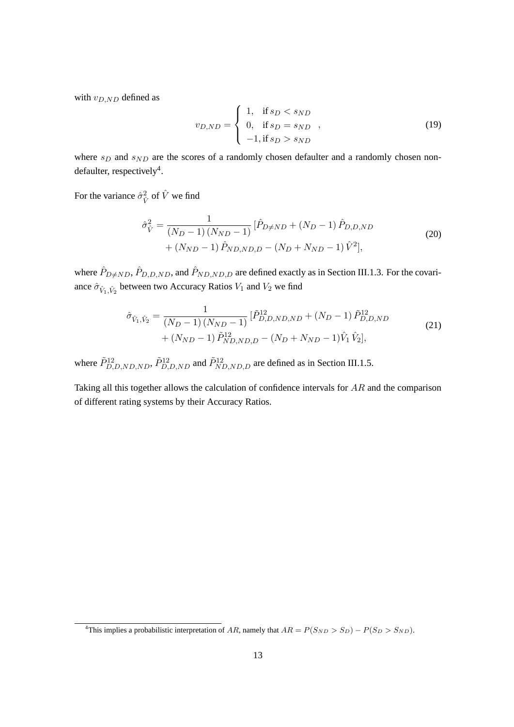with $v_{D,ND}$ defined as

$$v_{D,ND} = \begin{cases} 1, & \text{if } s_D < s_{ND} \\ 0, & \text{if } s_D = s_{ND} \\ -1, & \text{if } s_D > s_{ND} \end{cases}, \tag{19}$$

where $s_D$ and $s_{ND}$ are the scores of a randomly chosen defaulter and a randomly chosen non-defaulter, respectively[4].

For the variance $\hat{\sigma}^2_{\hat{V}}$ of $\hat{V}$ we find

$$\begin{aligned} \hat{\sigma}^2_{\hat{V}} = \frac{1}{(N_D - 1)\,(N_{ND} - 1)}\,[\hat{P}_{D \neq ND} + (N_D - 1)\,\hat{P}_{D,D,ND} \\ + (N_{ND} - 1)\,\hat{P}_{ND,ND,D} - (N_D + N_{ND} - 1)\,\hat{V}^2], \end{aligned} \tag{20}$$

where $\hat{P}_{D \neq ND}$, $\hat{P}_{D,D,ND}$, and $\hat{P}_{ND,ND,D}$ are defined exactly as in Section III.1.3. For the covariance $\hat{\sigma}_{\hat{V}_1,\hat{V}_2}$ between two Accuracy Ratios $V_1$ and $V_2$ we find

$$\begin{aligned} \hat{\sigma}_{\hat{V}_1,\hat{V}_2} = \frac{1}{(N_D - 1)\,(N_{ND} - 1)}\,[\tilde{P}^{12}_{D,D,ND,ND} + (N_D - 1)\,\tilde{P}^{12}_{D,D,ND} \\ + (N_{ND} - 1)\,\tilde{P}^{12}_{ND,ND,D} - (N_D + N_{ND} - 1)\hat{V}_1\,\hat{V}_2], \end{aligned} \tag{21}$$

where $\tilde{P}^{12}_{D,D,ND,ND}$, $\tilde{P}^{12}_{D,D,ND}$ and $\tilde{P}^{12}_{ND,ND,D}$ are defined as in Section III.1.5.

Taking all this together allows the calculation of confidence intervals for $AR$ and the comparison of different rating systems by their Accuracy Ratios.

[4] This implies a probabilistic interpretation of $AR$, namely that $AR = P(S_{ND} > S_D) - P(S_D > S_{ND})$.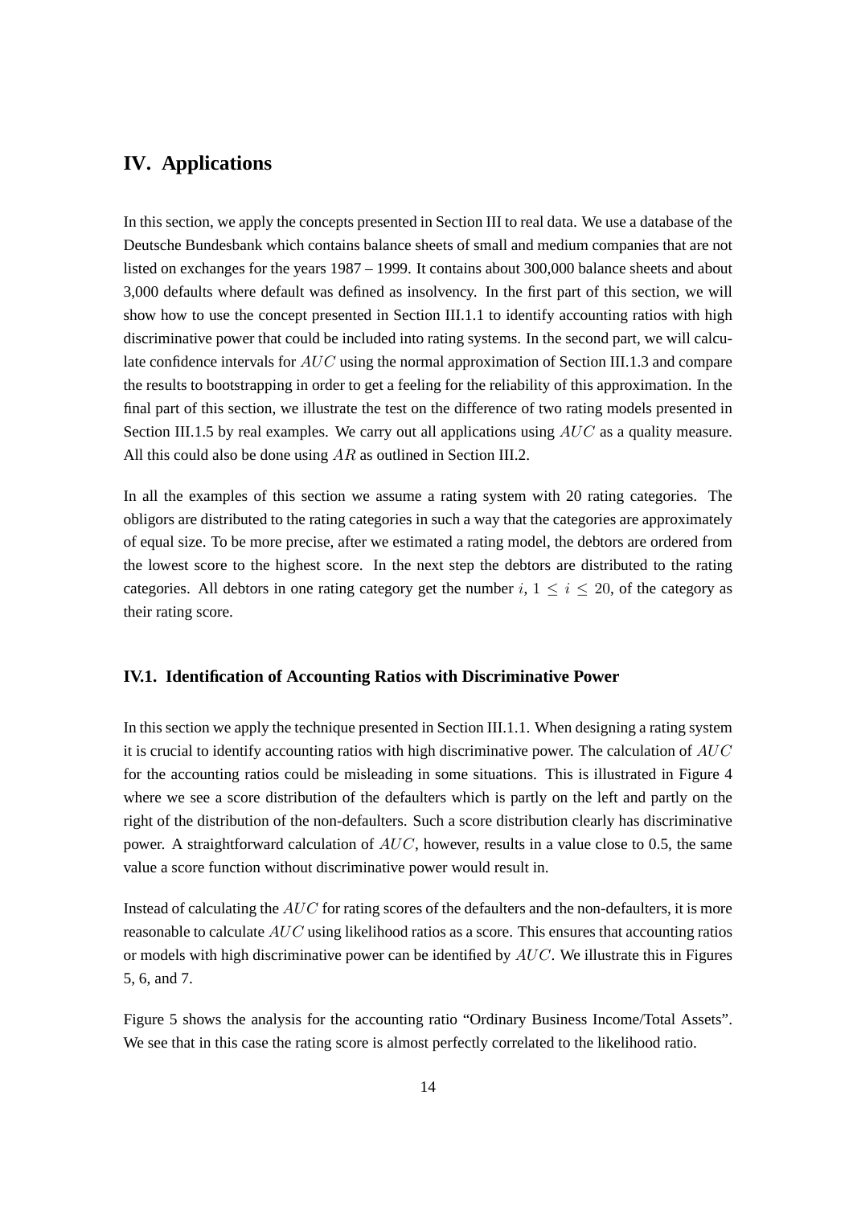# IV. Applications

In this section, we apply the concepts presented in Section III to real data. We use a database of the Deutsche Bundesbank which contains balance sheets of small and medium companies that are not listed on exchanges for the years 1987 – 1999. It contains about 300,000 balance sheets and about 3,000 defaults where default was defined as insolvency. In the first part of this section, we will show how to use the concept presented in Section III.1.1 to identify accounting ratios with high discriminative power that could be included into rating systems. In the second part, we will calculate confidence intervals for $AUC$ using the normal approximation of Section III.1.3 and compare the results to bootstrapping in order to get a feeling for the reliability of this approximation. In the final part of this section, we illustrate the test on the difference of two rating models presented in Section III.1.5 by real examples. We carry out all applications using $AUC$ as a quality measure. All this could also be done using $AR$ as outlined in Section III.2.

In all the examples of this section we assume a rating system with 20 rating categories. The obligors are distributed to the rating categories in such a way that the categories are approximately of equal size. To be more precise, after we estimated a rating model, the debtors are ordered from the lowest score to the highest score. In the next step the debtors are distributed to the rating categories. All debtors in one rating category get the number $i$, $1 \leq i \leq 20$, of the category as their rating score.

## IV.1. Identification of Accounting Ratios with Discriminative Power

In this section we apply the technique presented in Section III.1.1. When designing a rating system it is crucial to identify accounting ratios with high discriminative power. The calculation of $AUC$ for the accounting ratios could be misleading in some situations. This is illustrated in Figure 4 where we see a score distribution of the defaulters which is partly on the left and partly on the right of the distribution of the non-defaulters. Such a score distribution clearly has discriminative power. A straightforward calculation of $AUC$, however, results in a value close to 0.5, the same value a score function without discriminative power would result in.

Instead of calculating the $AUC$ for rating scores of the defaulters and the non-defaulters, it is more reasonable to calculate $AUC$ using likelihood ratios as a score. This ensures that accounting ratios or models with high discriminative power can be identified by $AUC$. We illustrate this in Figures 5, 6, and 7.

Figure 5 shows the analysis for the accounting ratio "Ordinary Business Income/Total Assets". We see that in this case the rating score is almost perfectly correlated to the likelihood ratio.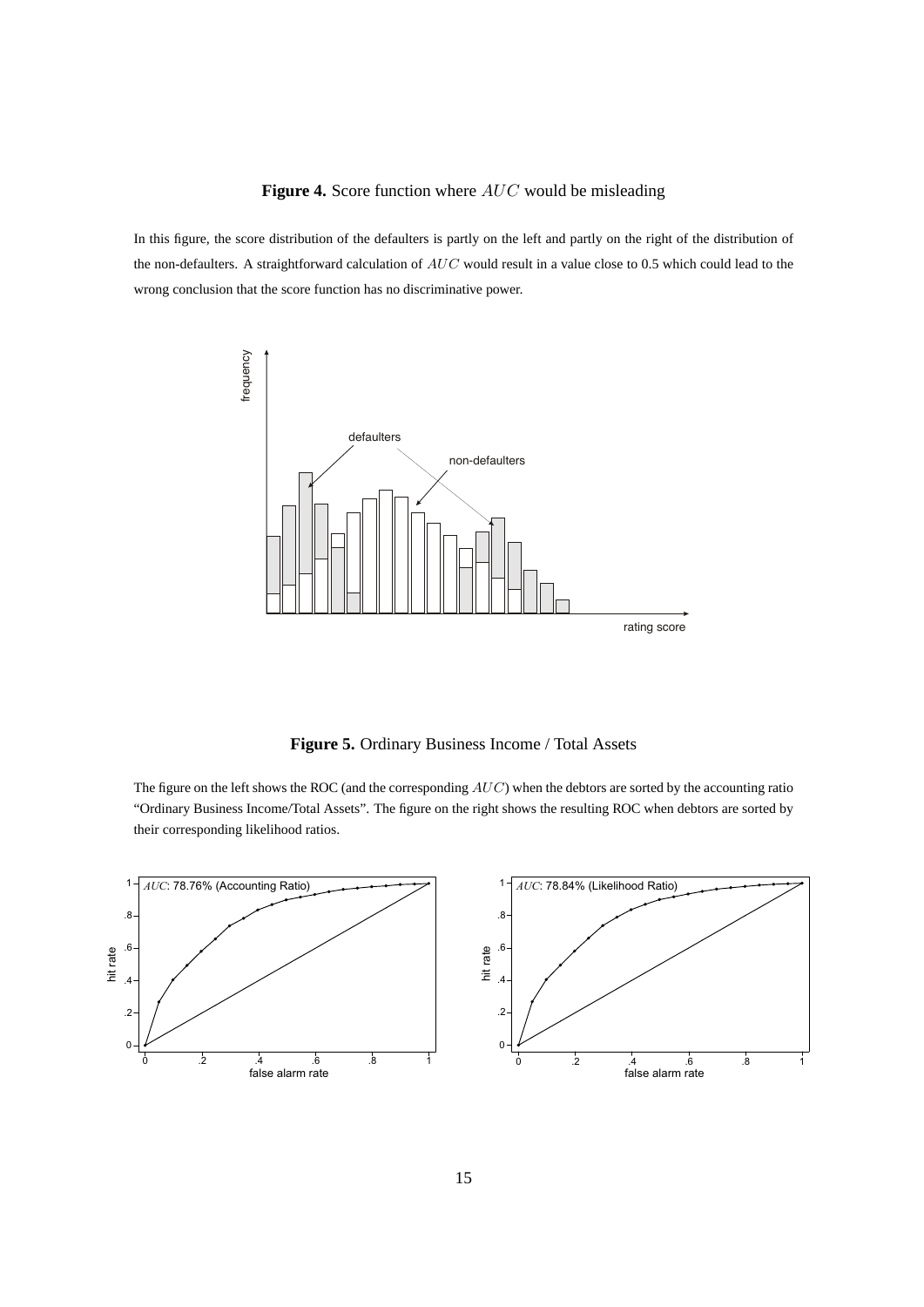**Figure 4.** Score function where $AUC$ would be misleading

In this figure, the score distribution of the defaulters is partly on the left and partly on the right of the distribution of the non-defaulters. A straightforward calculation of $AUC$ would result in a value close to 0.5 which could lead to the wrong conclusion that the score function has no discriminative power.

**Figure 5.** Ordinary Business Income / Total Assets

The figure on the left shows the ROC (and the corresponding $AUC$) when the debtors are sorted by the accounting ratio “Ordinary Business Income/Total Assets”. The figure on the right shows the resulting ROC when debtors are sorted by their corresponding likelihood ratios.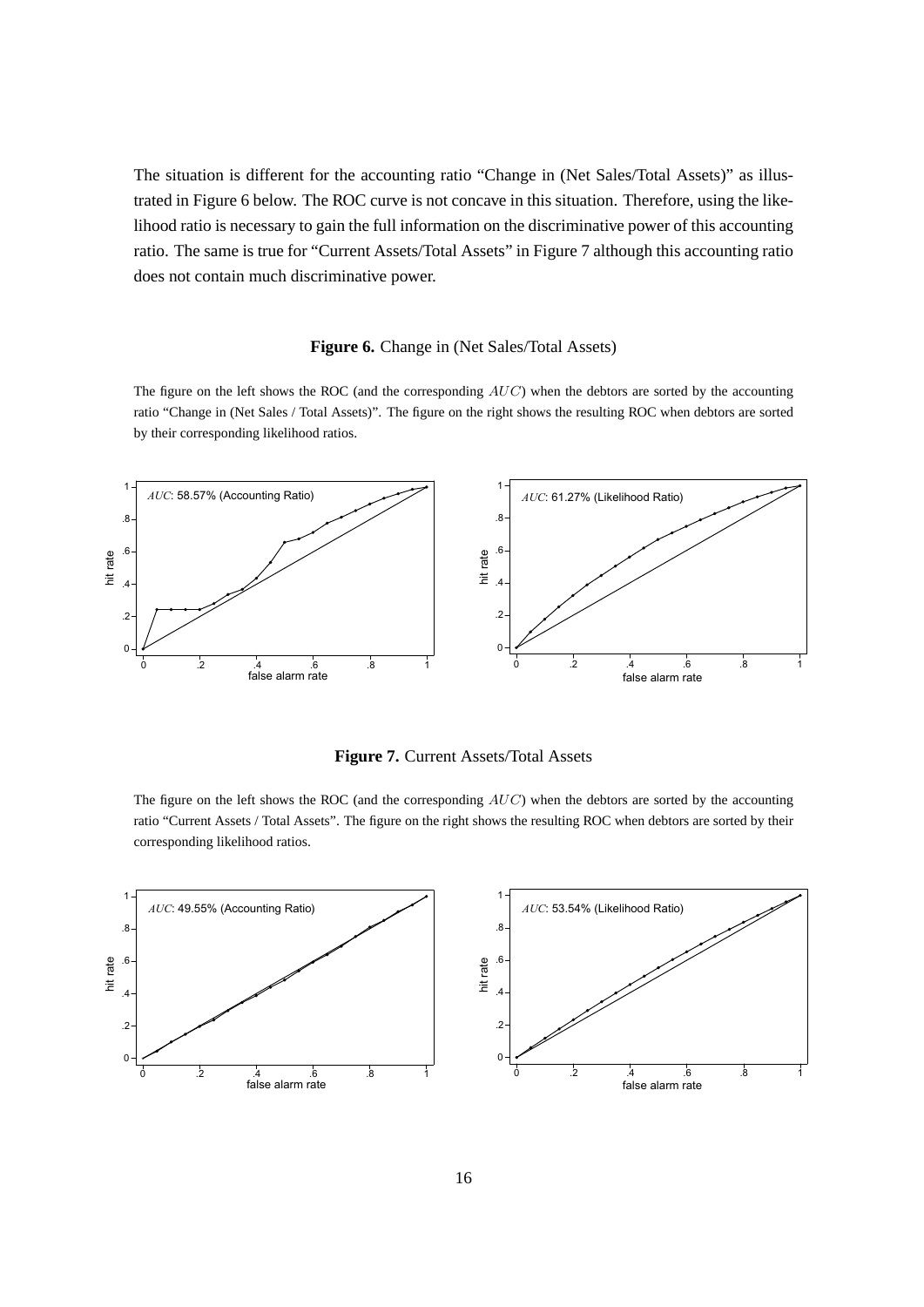The situation is different for the accounting ratio "Change in (Net Sales/Total Assets)" as illustrated in Figure 6 below. The ROC curve is not concave in this situation. Therefore, using the likelihood ratio is necessary to gain the full information on the discriminative power of this accounting ratio. The same is true for "Current Assets/Total Assets" in Figure 7 although this accounting ratio does not contain much discriminative power.

**Figure 6.** Change in (Net Sales/Total Assets)

The figure on the left shows the ROC (and the corresponding $AUC$) when the debtors are sorted by the accounting ratio "Change in (Net Sales / Total Assets)". The figure on the right shows the resulting ROC when debtors are sorted by their corresponding likelihood ratios.

**Figure 7.** Current Assets/Total Assets

The figure on the left shows the ROC (and the corresponding $AUC$) when the debtors are sorted by the accounting ratio "Current Assets / Total Assets". The figure on the right shows the resulting ROC when debtors are sorted by their corresponding likelihood ratios.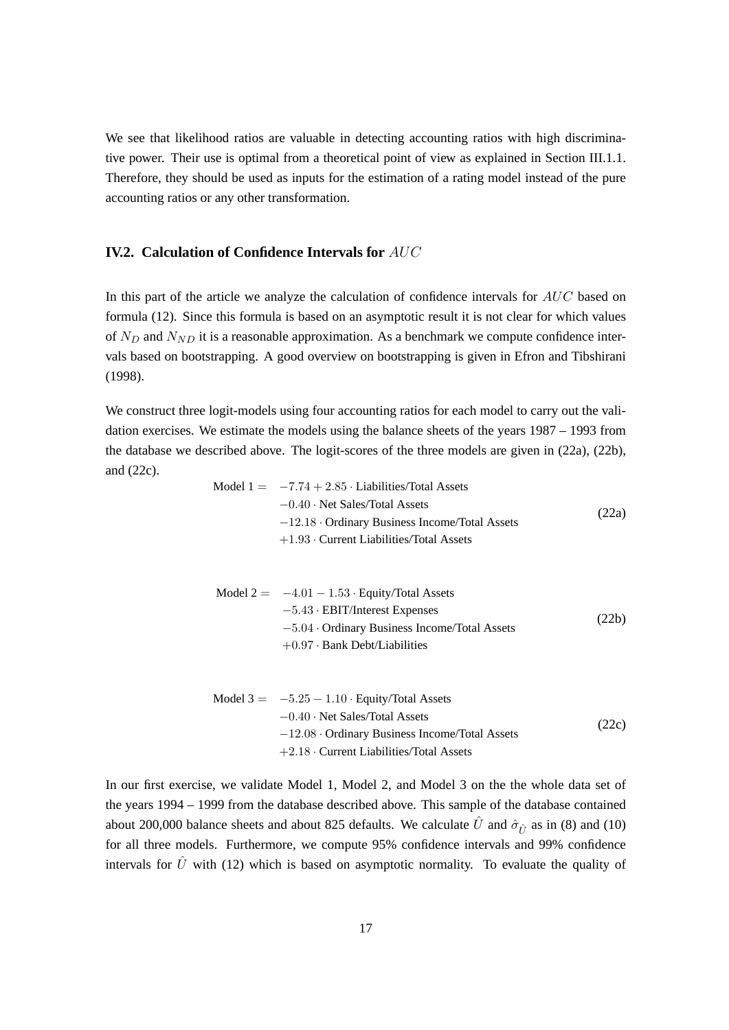We see that likelihood ratios are valuable in detecting accounting ratios with high discriminative power. Their use is optimal from a theoretical point of view as explained in Section III.1.1. Therefore, they should be used as inputs for the estimation of a rating model instead of the pure accounting ratios or any other transformation.

## IV.2. Calculation of Confidence Intervals for $AUC$

In this part of the article we analyze the calculation of confidence intervals for $AUC$ based on formula (12). Since this formula is based on an asymptotic result it is not clear for which values of $N_D$ and $N_{ND}$ it is a reasonable approximation. As a benchmark we compute confidence intervals based on bootstrapping. A good overview on bootstrapping is given in Efron and Tibshirani (1998).

We construct three logit-models using four accounting ratios for each model to carry out the validation exercises. We estimate the models using the balance sheets of the years 1987 – 1993 from the database we described above. The logit-scores of the three models are given in (22a), (22b), and (22c).

$$
\begin{aligned}
\text{Model 1} = \quad & -7.74 + 2.85 \cdot \text{Liabilities/Total Assets} \\
& -0.40 \cdot \text{Net Sales/Total Assets} \\
& -12.18 \cdot \text{Ordinary Business Income/Total Assets} \\
& +1.93 \cdot \text{Current Liabilities/Total Assets}
\end{aligned} \tag{22a}
$$

$$
\begin{aligned}
\text{Model 2} = \quad & -4.01 - 1.53 \cdot \text{Equity/Total Assets} \\
& -5.43 \cdot \text{EBIT/Interest Expenses} \\
& -5.04 \cdot \text{Ordinary Business Income/Total Assets} \\
& +0.97 \cdot \text{Bank Debt/Liabilities}
\end{aligned} \tag{22b}
$$

$$
\begin{aligned}
\text{Model 3} = \quad & -5.25 - 1.10 \cdot \text{Equity/Total Assets} \\
& -0.40 \cdot \text{Net Sales/Total Assets} \\
& -12.08 \cdot \text{Ordinary Business Income/Total Assets} \\
& +2.18 \cdot \text{Current Liabilities/Total Assets}
\end{aligned} \tag{22c}
$$

In our first exercise, we validate Model 1, Model 2, and Model 3 on the the whole data set of the years 1994 – 1999 from the database described above. This sample of the database contained about 200,000 balance sheets and about 825 defaults. We calculate $\hat{U}$ and $\hat{\sigma}_{\hat{U}}$ as in (8) and (10) for all three models. Furthermore, we compute 95% confidence intervals and 99% confidence intervals for $\hat{U}$ with (12) which is based on asymptotic normality. To evaluate the quality of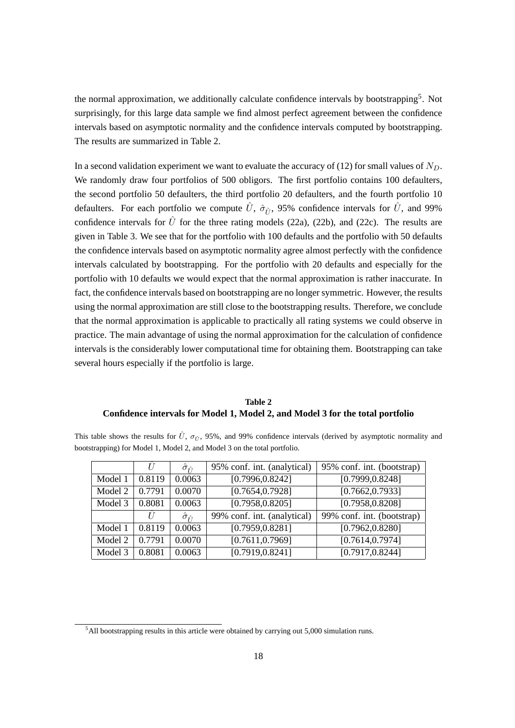the normal approximation, we additionally calculate confidence intervals by bootstrapping[5]. Not surprisingly, for this large data sample we find almost perfect agreement between the confidence intervals based on asymptotic normality and the confidence intervals computed by bootstrapping. The results are summarized in Table 2.

In a second validation experiment we want to evaluate the accuracy of (12) for small values of $N_D$. We randomly draw four portfolios of 500 obligors. The first portfolio contains 100 defaulters, the second portfolio 50 defaulters, the third portfolio 20 defaulters, and the fourth portfolio 10 defaulters. For each portfolio we compute $\hat{U}$, $\hat{\sigma}_{\hat{U}}$, 95% confidence intervals for $\hat{U}$, and 99% confidence intervals for $\hat{U}$ for the three rating models (22a), (22b), and (22c). The results are given in Table 3. We see that for the portfolio with 100 defaults and the portfolio with 50 defaults the confidence intervals based on asymptotic normality agree almost perfectly with the confidence intervals calculated by bootstrapping. For the portfolio with 20 defaults and especially for the portfolio with 10 defaults we would expect that the normal approximation is rather inaccurate. In fact, the confidence intervals based on bootstrapping are no longer symmetric. However, the results using the normal approximation are still close to the bootstrapping results. Therefore, we conclude that the normal approximation is applicable to practically all rating systems we could observe in practice. The main advantage of using the normal approximation for the calculation of confidence intervals is the considerably lower computational time for obtaining them. Bootstrapping can take several hours especially if the portfolio is large.

**Table 2**
**Confidence intervals for Model 1, Model 2, and Model 3 for the total portfolio**

This table shows the results for $\hat{U}$, $\sigma_{\hat{U}}$, 95%, and 99% confidence intervals (derived by asymptotic normality and bootstrapping) for Model 1, Model 2, and Model 3 on the total portfolio.

| | $\hat{U}$ | $\hat{\sigma}_{\hat{U}}$ | 95% conf. int. (analytical) | 95% conf. int. (bootstrap) |
|---|---|---|---|---|
| Model 1 | 0.8119 | 0.0063 | [0.7996,0.8242] | [0.7999,0.8248] |
| Model 2 | 0.7791 | 0.0070 | [0.7654,0.7928] | [0.7662,0.7933] |
| Model 3 | 0.8081 | 0.0063 | [0.7958,0.8205] | [0.7958,0.8208] |
| | $\hat{U}$ | $\hat{\sigma}_{\hat{U}}$ | 99% conf. int. (analytical) | 99% conf. int. (bootstrap) |
| Model 1 | 0.8119 | 0.0063 | [0.7959,0.8281] | [0.7962,0.8280] |
| Model 2 | 0.7791 | 0.0070 | [0.7611,0.7969] | [0.7614,0.7974] |
| Model 3 | 0.8081 | 0.0063 | [0.7919,0.8241] | [0.7917,0.8244] |

[5] All bootstrapping results in this article were obtained by carrying out 5,000 simulation runs.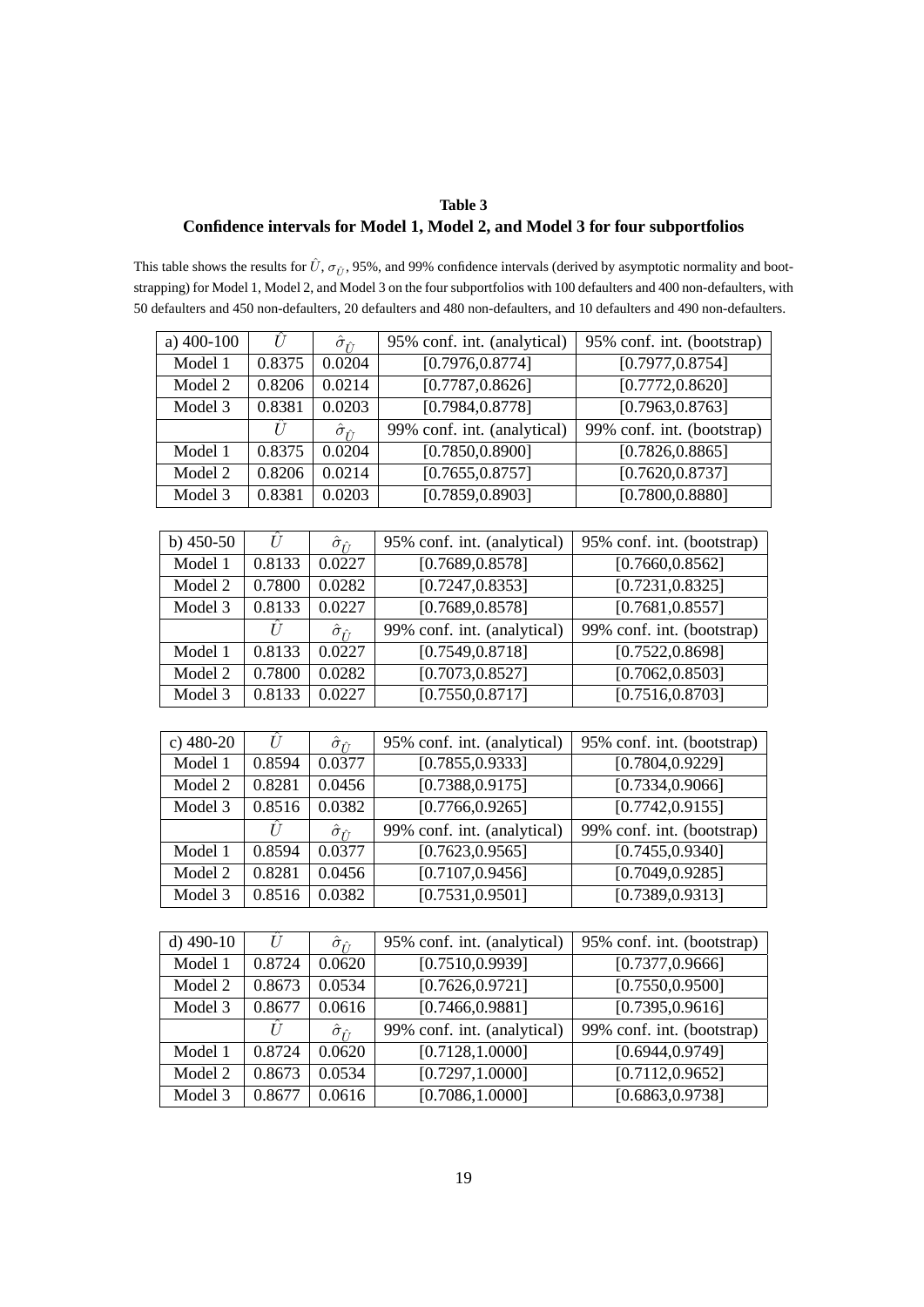**Table 3**

**Confidence intervals for Model 1, Model 2, and Model 3 for four subportfolios**

This table shows the results for $\hat{U}$, $\sigma_{\hat{U}}$, 95%, and 99% confidence intervals (derived by asymptotic normality and bootstrapping) for Model 1, Model 2, and Model 3 on the four subportfolios with 100 defaulters and 400 non-defaulters, with 50 defaulters and 450 non-defaulters, 20 defaulters and 480 non-defaulters, and 10 defaulters and 490 non-defaulters.

| a) 400-100 | $\hat{U}$ | $\hat{\sigma}_{\hat{U}}$ | 95% conf. int. (analytical) | 95% conf. int. (bootstrap) |
|---|---|---|---|---|
| Model 1 | 0.8375 | 0.0204 | [0.7976,0.8774] | [0.7977,0.8754] |
| Model 2 | 0.8206 | 0.0214 | [0.7787,0.8626] | [0.7772,0.8620] |
| Model 3 | 0.8381 | 0.0203 | [0.7984,0.8778] | [0.7963,0.8763] |
| | $\hat{U}$ | $\hat{\sigma}_{\hat{U}}$ | 99% conf. int. (analytical) | 99% conf. int. (bootstrap) |
| Model 1 | 0.8375 | 0.0204 | [0.7850,0.8900] | [0.7826,0.8865] |
| Model 2 | 0.8206 | 0.0214 | [0.7655,0.8757] | [0.7620,0.8737] |
| Model 3 | 0.8381 | 0.0203 | [0.7859,0.8903] | [0.7800,0.8880] |

| b) 450-50 | $\hat{U}$ | $\hat{\sigma}_{\hat{U}}$ | 95% conf. int. (analytical) | 95% conf. int. (bootstrap) |
|---|---|---|---|---|
| Model 1 | 0.8133 | 0.0227 | [0.7689,0.8578] | [0.7660,0.8562] |
| Model 2 | 0.7800 | 0.0282 | [0.7247,0.8353] | [0.7231,0.8325] |
| Model 3 | 0.8133 | 0.0227 | [0.7689,0.8578] | [0.7681,0.8557] |
| | $\hat{U}$ | $\hat{\sigma}_{\hat{U}}$ | 99% conf. int. (analytical) | 99% conf. int. (bootstrap) |
| Model 1 | 0.8133 | 0.0227 | [0.7549,0.8718] | [0.7522,0.8698] |
| Model 2 | 0.7800 | 0.0282 | [0.7073,0.8527] | [0.7062,0.8503] |
| Model 3 | 0.8133 | 0.0227 | [0.7550,0.8717] | [0.7516,0.8703] |

| c) 480-20 | $\hat{U}$ | $\hat{\sigma}_{\hat{U}}$ | 95% conf. int. (analytical) | 95% conf. int. (bootstrap) |
|---|---|---|---|---|
| Model 1 | 0.8594 | 0.0377 | [0.7855,0.9333] | [0.7804,0.9229] |
| Model 2 | 0.8281 | 0.0456 | [0.7388,0.9175] | [0.7334,0.9066] |
| Model 3 | 0.8516 | 0.0382 | [0.7766,0.9265] | [0.7742,0.9155] |
| | $\hat{U}$ | $\hat{\sigma}_{\hat{U}}$ | 99% conf. int. (analytical) | 99% conf. int. (bootstrap) |
| Model 1 | 0.8594 | 0.0377 | [0.7623,0.9565] | [0.7455,0.9340] |
| Model 2 | 0.8281 | 0.0456 | [0.7107,0.9456] | [0.7049,0.9285] |
| Model 3 | 0.8516 | 0.0382 | [0.7531,0.9501] | [0.7389,0.9313] |

| d) 490-10 | $\hat{U}$ | $\hat{\sigma}_{\hat{U}}$ | 95% conf. int. (analytical) | 95% conf. int. (bootstrap) |
|---|---|---|---|---|
| Model 1 | 0.8724 | 0.0620 | [0.7510,0.9939] | [0.7377,0.9666] |
| Model 2 | 0.8673 | 0.0534 | [0.7626,0.9721] | [0.7550,0.9500] |
| Model 3 | 0.8677 | 0.0616 | [0.7466,0.9881] | [0.7395,0.9616] |
| | $\hat{U}$ | $\hat{\sigma}_{\hat{U}}$ | 99% conf. int. (analytical) | 99% conf. int. (bootstrap) |
| Model 1 | 0.8724 | 0.0620 | [0.7128,1.0000] | [0.6944,0.9749] |
| Model 2 | 0.8673 | 0.0534 | [0.7297,1.0000] | [0.7112,0.9652] |
| Model 3 | 0.8677 | 0.0616 | [0.7086,1.0000] | [0.6863,0.9738] |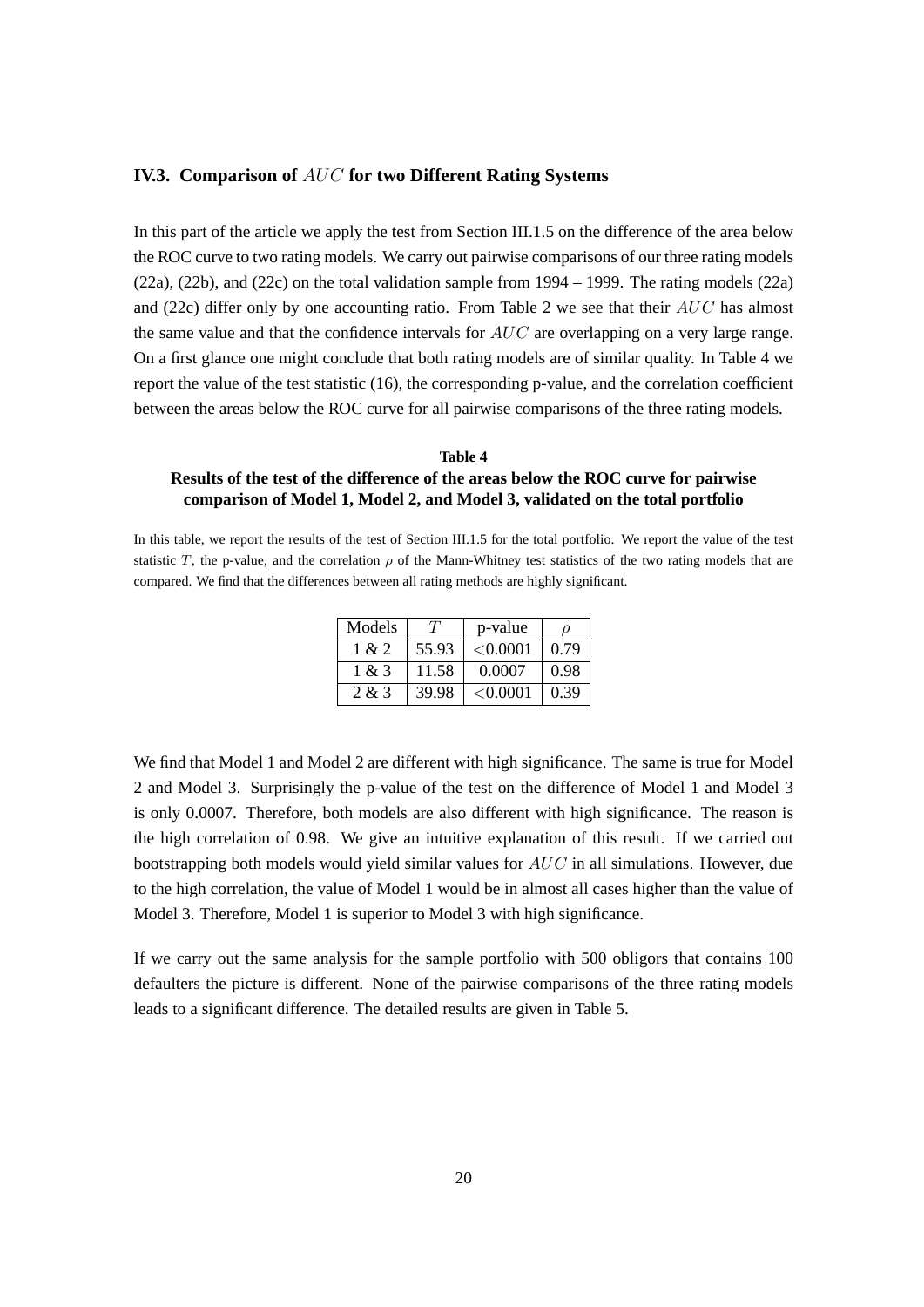### IV.3. Comparison of $AUC$ for two Different Rating Systems

In this part of the article we apply the test from Section III.1.5 on the difference of the area below the ROC curve to two rating models. We carry out pairwise comparisons of our three rating models (22a), (22b), and (22c) on the total validation sample from 1994 – 1999. The rating models (22a) and (22c) differ only by one accounting ratio. From Table 2 we see that their $AUC$ has almost the same value and that the confidence intervals for $AUC$ are overlapping on a very large range. On a first glance one might conclude that both rating models are of similar quality. In Table 4 we report the value of the test statistic (16), the corresponding p-value, and the correlation coefficient between the areas below the ROC curve for all pairwise comparisons of the three rating models.

**Table 4**

**Results of the test of the difference of the areas below the ROC curve for pairwise comparison of Model 1, Model 2, and Model 3, validated on the total portfolio**

In this table, we report the results of the test of Section III.1.5 for the total portfolio. We report the value of the test statistic $T$, the p-value, and the correlation $\rho$ of the Mann-Whitney test statistics of the two rating models that are compared. We find that the differences between all rating methods are highly significant.

| Models | $T$ | p-value | $\rho$ |
|---|---|---|---|
| 1 & 2 | 55.93 | $<0.0001$ | 0.79 |
| 1 & 3 | 11.58 | 0.0007 | 0.98 |
| 2 & 3 | 39.98 | $<0.0001$ | 0.39 |

We find that Model 1 and Model 2 are different with high significance. The same is true for Model 2 and Model 3. Surprisingly the p-value of the test on the difference of Model 1 and Model 3 is only 0.0007. Therefore, both models are also different with high significance. The reason is the high correlation of 0.98. We give an intuitive explanation of this result. If we carried out bootstrapping both models would yield similar values for $AUC$ in all simulations. However, due to the high correlation, the value of Model 1 would be in almost all cases higher than the value of Model 3. Therefore, Model 1 is superior to Model 3 with high significance.

If we carry out the same analysis for the sample portfolio with 500 obligors that contains 100 defaulters the picture is different. None of the pairwise comparisons of the three rating models leads to a significant difference. The detailed results are given in Table 5.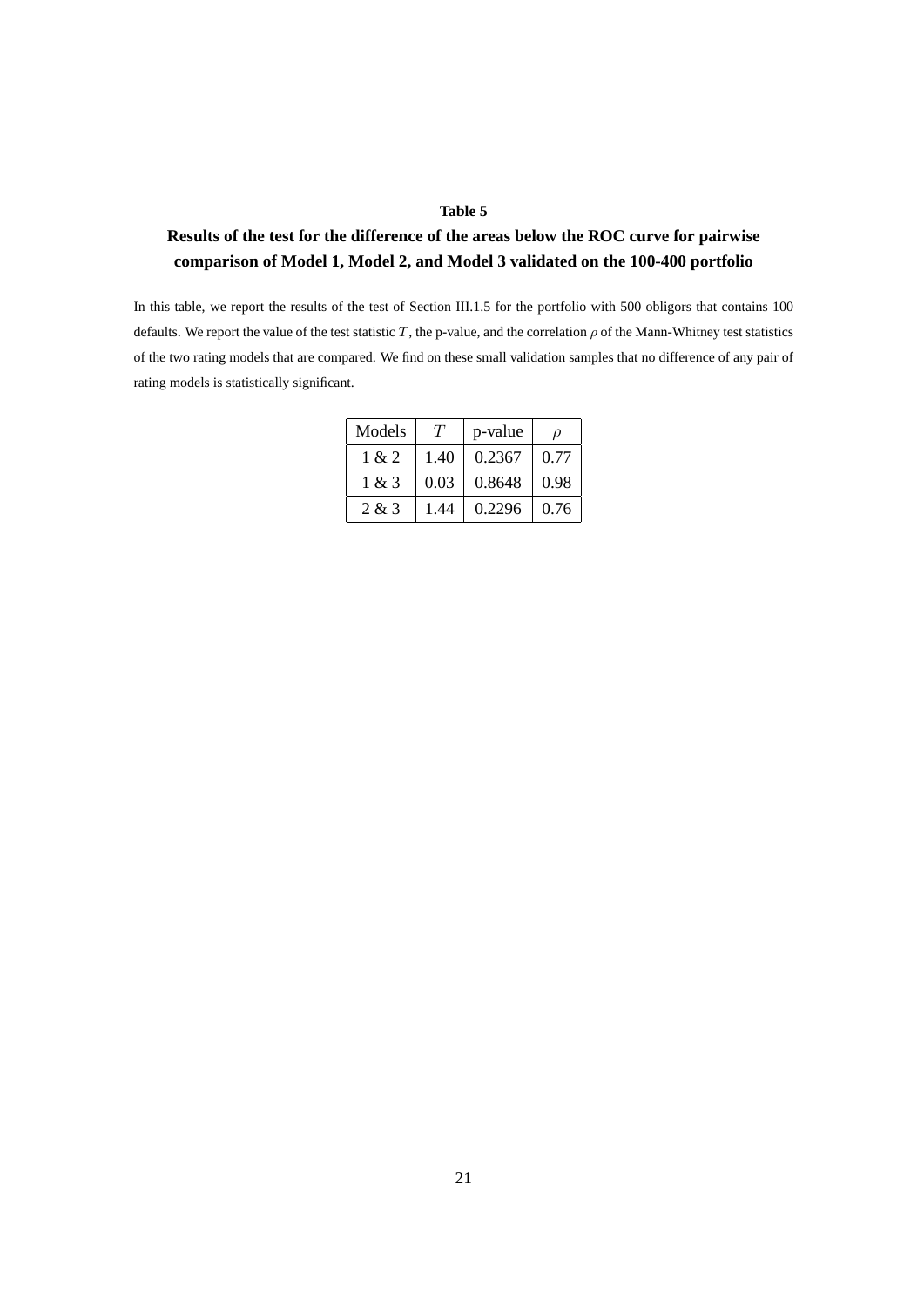**Table 5**

**Results of the test for the difference of the areas below the ROC curve for pairwise comparison of Model 1, Model 2, and Model 3 validated on the 100-400 portfolio**

In this table, we report the results of the test of Section III.1.5 for the portfolio with 500 obligors that contains 100 defaults. We report the value of the test statistic $T$, the p-value, and the correlation $\rho$ of the Mann-Whitney test statistics of the two rating models that are compared. We find on these small validation samples that no difference of any pair of rating models is statistically significant.

| Models | $T$ | p-value | $\rho$ |
|---|---|---|---|
| 1 & 2 | 1.40 | 0.2367 | 0.77 |
| 1 & 3 | 0.03 | 0.8648 | 0.98 |
| 2 & 3 | 1.44 | 0.2296 | 0.76 |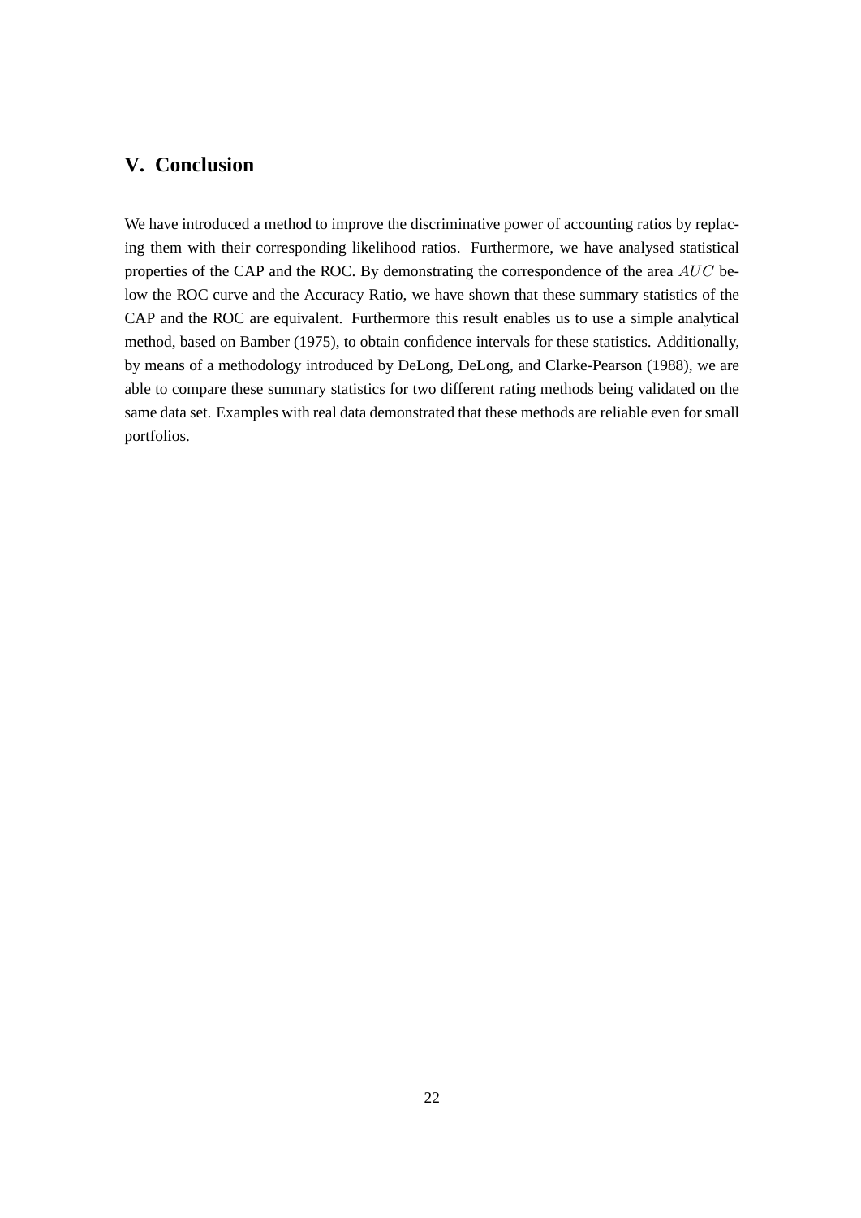## V. Conclusion

We have introduced a method to improve the discriminative power of accounting ratios by replacing them with their corresponding likelihood ratios. Furthermore, we have analysed statistical properties of the CAP and the ROC. By demonstrating the correspondence of the area $AUC$ below the ROC curve and the Accuracy Ratio, we have shown that these summary statistics of the CAP and the ROC are equivalent. Furthermore this result enables us to use a simple analytical method, based on Bamber (1975), to obtain confidence intervals for these statistics. Additionally, by means of a methodology introduced by DeLong, DeLong, and Clarke-Pearson (1988), we are able to compare these summary statistics for two different rating methods being validated on the same data set. Examples with real data demonstrated that these methods are reliable even for small portfolios.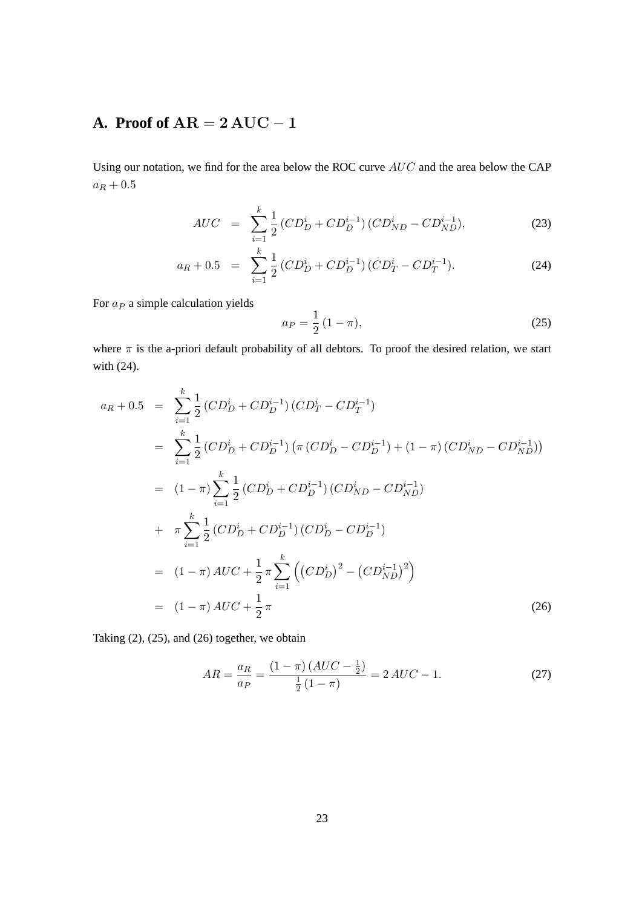## A. Proof of $\mathrm{AR} = 2\,\mathrm{AUC} - 1$

Using our notation, we find for the area below the ROC curve $AUC$ and the area below the CAP $a_R + 0.5$

$$
\begin{aligned}
AUC &= \sum_{i=1}^{k} \frac{1}{2}\,(CD_D^i + CD_D^{i-1})\,(CD_{ND}^i - CD_{ND}^{i-1}), && (23)\\
a_R + 0.5 &= \sum_{i=1}^{k} \frac{1}{2}\,(CD_D^i + CD_D^{i-1})\,(CD_T^i - CD_T^{i-1}). && (24)
\end{aligned}
$$

For $a_P$ a simple calculation yields

$$
a_P = \frac{1}{2}\,(1-\pi), \tag{25}
$$

where $\pi$ is the a-priori default probability of all debtors. To proof the desired relation, we start with (24).

$$
\begin{aligned}
a_R + 0.5 &= \sum_{i=1}^{k} \frac{1}{2}\,(CD_D^i + CD_D^{i-1})\,(CD_T^i - CD_T^{i-1}) \\
&= \sum_{i=1}^{k} \frac{1}{2}\,(CD_D^i + CD_D^{i-1})\left(\pi\,(CD_D^i - CD_D^{i-1}) + (1-\pi)\,(CD_{ND}^i - CD_{ND}^{i-1})\right) \\
&= (1-\pi)\sum_{i=1}^{k} \frac{1}{2}\,(CD_D^i + CD_D^{i-1})\,(CD_{ND}^i - CD_{ND}^{i-1}) \\
&+ \quad \pi \sum_{i=1}^{k} \frac{1}{2}\,(CD_D^i + CD_D^{i-1})\,(CD_D^i - CD_D^{i-1}) \\
&= (1-\pi)\,AUC + \frac{1}{2}\,\pi \sum_{i=1}^{k} \left(\left(CD_D^i\right)^2 - \left(CD_{ND}^{i-1}\right)^2\right) \\
&= (1-\pi)\,AUC + \frac{1}{2}\,\pi
\end{aligned} \tag{26}
$$

Taking (2), (25), and (26) together, we obtain

$$
AR = \frac{a_R}{a_P} = \frac{(1-\pi)\,(AUC - \frac{1}{2})}{\frac{1}{2}\,(1-\pi)} = 2\,AUC - 1. \tag{27}
$$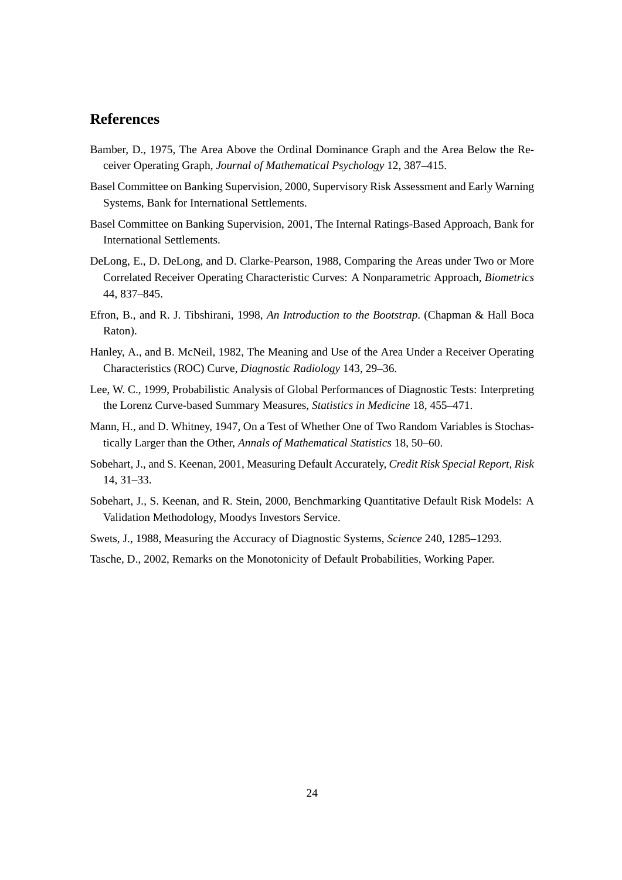## References

Bamber, D., 1975, The Area Above the Ordinal Dominance Graph and the Area Below the Receiver Operating Graph, *Journal of Mathematical Psychology* 12, 387–415.

Basel Committee on Banking Supervision, 2000, Supervisory Risk Assessment and Early Warning Systems, Bank for International Settlements.

Basel Committee on Banking Supervision, 2001, The Internal Ratings-Based Approach, Bank for International Settlements.

DeLong, E., D. DeLong, and D. Clarke-Pearson, 1988, Comparing the Areas under Two or More Correlated Receiver Operating Characteristic Curves: A Nonparametric Approach, *Biometrics* 44, 837–845.

Efron, B., and R. J. Tibshirani, 1998, *An Introduction to the Bootstrap*. (Chapman & Hall Boca Raton).

Hanley, A., and B. McNeil, 1982, The Meaning and Use of the Area Under a Receiver Operating Characteristics (ROC) Curve, *Diagnostic Radiology* 143, 29–36.

Lee, W. C., 1999, Probabilistic Analysis of Global Performances of Diagnostic Tests: Interpreting the Lorenz Curve-based Summary Measures, *Statistics in Medicine* 18, 455–471.

Mann, H., and D. Whitney, 1947, On a Test of Whether One of Two Random Variables is Stochastically Larger than the Other, *Annals of Mathematical Statistics* 18, 50–60.

Sobehart, J., and S. Keenan, 2001, Measuring Default Accurately, *Credit Risk Special Report, Risk* 14, 31–33.

Sobehart, J., S. Keenan, and R. Stein, 2000, Benchmarking Quantitative Default Risk Models: A Validation Methodology, Moodys Investors Service.

Swets, J., 1988, Measuring the Accuracy of Diagnostic Systems, *Science* 240, 1285–1293.

Tasche, D., 2002, Remarks on the Monotonicity of Default Probabilities, Working Paper.